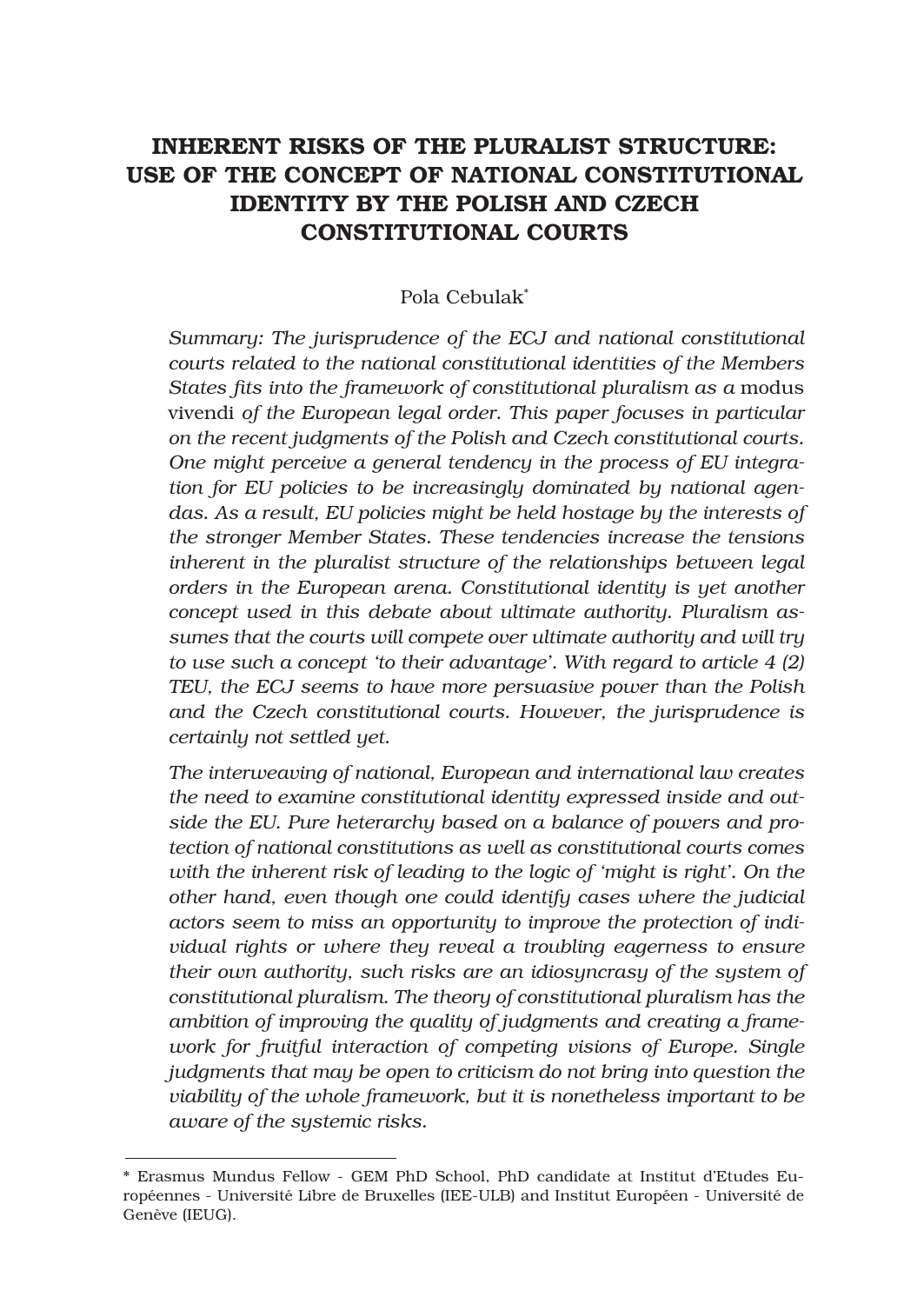# INHERENT RISKS OF THE PLURALIST STRUCTURE: USE OF THE CONCEPT OF NATIONAL CONSTITUTIONAL IDENTITY BY THE POLISH AND CZECH CONSTITUTIONAL COURTS

Pola Cebulak*

*Summary: The jurisprudence of the ECJ and national constitutional courts related to the national constitutional identities of the Members States fits into the framework of constitutional pluralism as a* modus vivendi *of the European legal order. This paper focuses in particular on the recent judgments of the Polish and Czech constitutional courts. One might perceive a general tendency in the process of EU integration for EU policies to be increasingly dominated by national agendas. As a result, EU policies might be held hostage by the interests of the stronger Member States. These tendencies increase the tensions inherent in the pluralist structure of the relationships between legal orders in the European arena. Constitutional identity is yet another concept used in this debate about ultimate authority. Pluralism assumes that the courts will compete over ultimate authority and will try to use such a concept 'to their advantage'. With regard to article 4 (2) TEU, the ECJ seems to have more persuasive power than the Polish and the Czech constitutional courts. However, the jurisprudence is certainly not settled yet.*

*The interweaving of national, European and international law creates the need to examine constitutional identity expressed inside and outside the EU. Pure heterarchy based on a balance of powers and protection of national constitutions as well as constitutional courts comes with the inherent risk of leading to the logic of 'might is right'. On the other hand, even though one could identify cases where the judicial actors seem to miss an opportunity to improve the protection of individual rights or where they reveal a troubling eagerness to ensure their own authority, such risks are an idiosyncrasy of the system of constitutional pluralism. The theory of constitutional pluralism has the ambition of improving the quality of judgments and creating a framework for fruitful interaction of competing visions of Europe. Single judgments that may be open to criticism do not bring into question the viability of the whole framework, but it is nonetheless important to be aware of the systemic risks.*

---

\* Erasmus Mundus Fellow - GEM PhD School, PhD candidate at Institut d'Etudes Européennes - Université Libre de Bruxelles (IEE-ULB) and Institut Européen - Université de Genève (IEUG).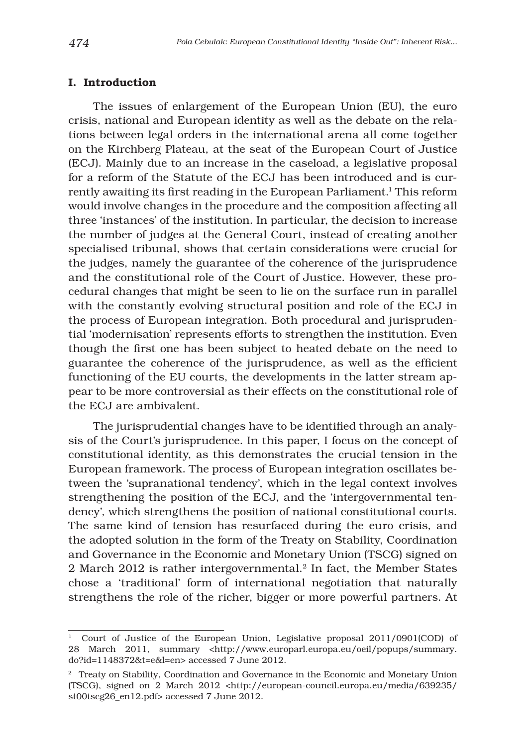## I. Introduction

The issues of enlargement of the European Union (EU), the euro crisis, national and European identity as well as the debate on the relations between legal orders in the international arena all come together on the Kirchberg Plateau, at the seat of the European Court of Justice (ECJ). Mainly due to an increase in the caseload, a legislative proposal for a reform of the Statute of the ECJ has been introduced and is currently awaiting its first reading in the European Parliament.[1] This reform would involve changes in the procedure and the composition affecting all three 'instances' of the institution. In particular, the decision to increase the number of judges at the General Court, instead of creating another specialised tribunal, shows that certain considerations were crucial for the judges, namely the guarantee of the coherence of the jurisprudence and the constitutional role of the Court of Justice. However, these procedural changes that might be seen to lie on the surface run in parallel with the constantly evolving structural position and role of the ECJ in the process of European integration. Both procedural and jurisprudential 'modernisation' represents efforts to strengthen the institution. Even though the first one has been subject to heated debate on the need to guarantee the coherence of the jurisprudence, as well as the efficient functioning of the EU courts, the developments in the latter stream appear to be more controversial as their effects on the constitutional role of the ECJ are ambivalent.

The jurisprudential changes have to be identified through an analysis of the Court's jurisprudence. In this paper, I focus on the concept of constitutional identity, as this demonstrates the crucial tension in the European framework. The process of European integration oscillates between the 'supranational tendency', which in the legal context involves strengthening the position of the ECJ, and the 'intergovernmental tendency', which strengthens the position of national constitutional courts. The same kind of tension has resurfaced during the euro crisis, and the adopted solution in the form of the Treaty on Stability, Coordination and Governance in the Economic and Monetary Union (TSCG) signed on 2 March 2012 is rather intergovernmental.[2] In fact, the Member States chose a 'traditional' form of international negotiation that naturally strengthens the role of the richer, bigger or more powerful partners. At

---

[1] Court of Justice of the European Union, Legislative proposal 2011/0901(COD) of 28 March 2011, summary <http://www.europarl.europa.eu/oeil/popups/summary.do?id=1148372&t=e&l=en> accessed 7 June 2012.

[2] Treaty on Stability, Coordination and Governance in the Economic and Monetary Union (TSCG), signed on 2 March 2012 <http://european-council.europa.eu/media/639235/st00tscg26_en12.pdf> accessed 7 June 2012.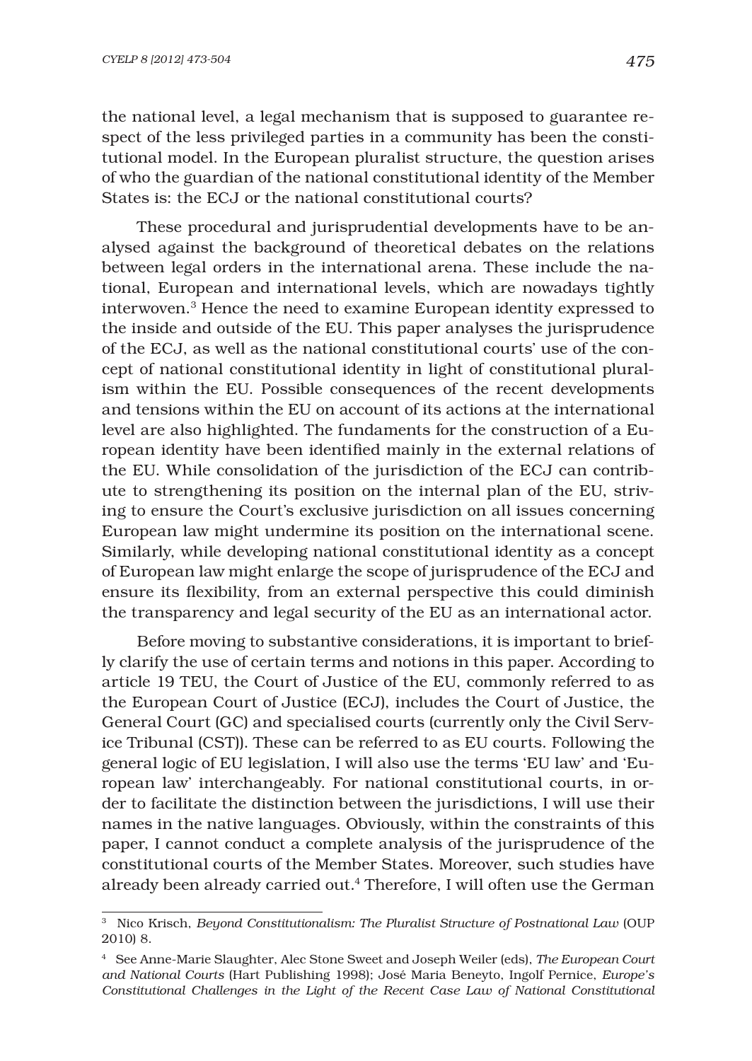the national level, a legal mechanism that is supposed to guarantee respect of the less privileged parties in a community has been the constitutional model. In the European pluralist structure, the question arises of who the guardian of the national constitutional identity of the Member States is: the ECJ or the national constitutional courts?

These procedural and jurisprudential developments have to be analysed against the background of theoretical debates on the relations between legal orders in the international arena. These include the national, European and international levels, which are nowadays tightly interwoven.[3] Hence the need to examine European identity expressed to the inside and outside of the EU. This paper analyses the jurisprudence of the ECJ, as well as the national constitutional courts' use of the concept of national constitutional identity in light of constitutional pluralism within the EU. Possible consequences of the recent developments and tensions within the EU on account of its actions at the international level are also highlighted. The fundaments for the construction of a European identity have been identified mainly in the external relations of the EU. While consolidation of the jurisdiction of the ECJ can contribute to strengthening its position on the internal plan of the EU, striving to ensure the Court's exclusive jurisdiction on all issues concerning European law might undermine its position on the international scene. Similarly, while developing national constitutional identity as a concept of European law might enlarge the scope of jurisprudence of the ECJ and ensure its flexibility, from an external perspective this could diminish the transparency and legal security of the EU as an international actor.

Before moving to substantive considerations, it is important to briefly clarify the use of certain terms and notions in this paper. According to article 19 TEU, the Court of Justice of the EU, commonly referred to as the European Court of Justice (ECJ), includes the Court of Justice, the General Court (GC) and specialised courts (currently only the Civil Service Tribunal (CST)). These can be referred to as EU courts. Following the general logic of EU legislation, I will also use the terms 'EU law' and 'European law' interchangeably. For national constitutional courts, in order to facilitate the distinction between the jurisdictions, I will use their names in the native languages. Obviously, within the constraints of this paper, I cannot conduct a complete analysis of the jurisprudence of the constitutional courts of the Member States. Moreover, such studies have already been already carried out.[4] Therefore, I will often use the German

---

[3] Nico Krisch, *Beyond Constitutionalism: The Pluralist Structure of Postnational Law* (OUP 2010) 8.

[4] See Anne-Marie Slaughter, Alec Stone Sweet and Joseph Weiler (eds), *The European Court and National Courts* (Hart Publishing 1998); José Maria Beneyto, Ingolf Pernice, *Europe's Constitutional Challenges in the Light of the Recent Case Law of National Constitutional*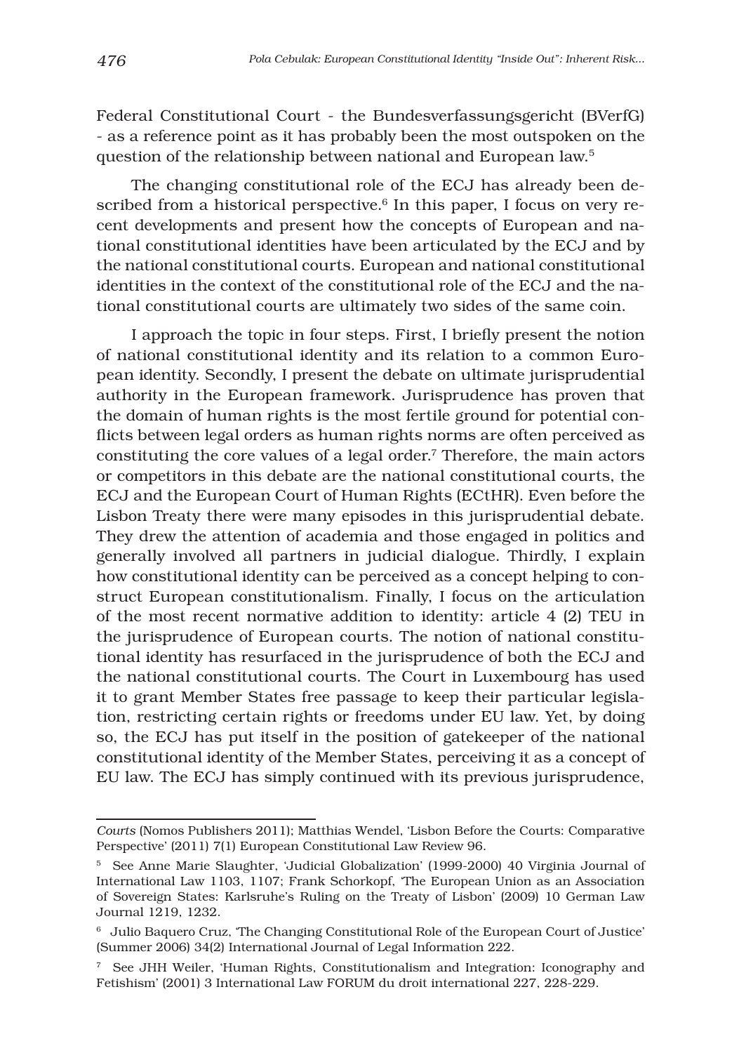Federal Constitutional Court - the Bundesverfassungsgericht (BVerfG) - as a reference point as it has probably been the most outspoken on the question of the relationship between national and European law.[5]

The changing constitutional role of the ECJ has already been described from a historical perspective.[6] In this paper, I focus on very recent developments and present how the concepts of European and national constitutional identities have been articulated by the ECJ and by the national constitutional courts. European and national constitutional identities in the context of the constitutional role of the ECJ and the national constitutional courts are ultimately two sides of the same coin.

I approach the topic in four steps. First, I briefly present the notion of national constitutional identity and its relation to a common European identity. Secondly, I present the debate on ultimate jurisprudential authority in the European framework. Jurisprudence has proven that the domain of human rights is the most fertile ground for potential conflicts between legal orders as human rights norms are often perceived as constituting the core values of a legal order.[7] Therefore, the main actors or competitors in this debate are the national constitutional courts, the ECJ and the European Court of Human Rights (ECtHR). Even before the Lisbon Treaty there were many episodes in this jurisprudential debate. They drew the attention of academia and those engaged in politics and generally involved all partners in judicial dialogue. Thirdly, I explain how constitutional identity can be perceived as a concept helping to construct European constitutionalism. Finally, I focus on the articulation of the most recent normative addition to identity: article 4 (2) TEU in the jurisprudence of European courts. The notion of national constitutional identity has resurfaced in the jurisprudence of both the ECJ and the national constitutional courts. The Court in Luxembourg has used it to grant Member States free passage to keep their particular legislation, restricting certain rights or freedoms under EU law. Yet, by doing so, the ECJ has put itself in the position of gatekeeper of the national constitutional identity of the Member States, perceiving it as a concept of EU law. The ECJ has simply continued with its previous jurisprudence,

---

*Courts* (Nomos Publishers 2011); Matthias Wendel, 'Lisbon Before the Courts: Comparative Perspective' (2011) 7(1) European Constitutional Law Review 96.

[5] See Anne Marie Slaughter, 'Judicial Globalization' (1999-2000) 40 Virginia Journal of International Law 1103, 1107; Frank Schorkopf, 'The European Union as an Association of Sovereign States: Karlsruhe's Ruling on the Treaty of Lisbon' (2009) 10 German Law Journal 1219, 1232.

[6] Julio Baquero Cruz, 'The Changing Constitutional Role of the European Court of Justice' (Summer 2006) 34(2) International Journal of Legal Information 222.

[7] See JHH Weiler, 'Human Rights, Constitutionalism and Integration: Iconography and Fetishism' (2001) 3 International Law FORUM du droit international 227, 228-229.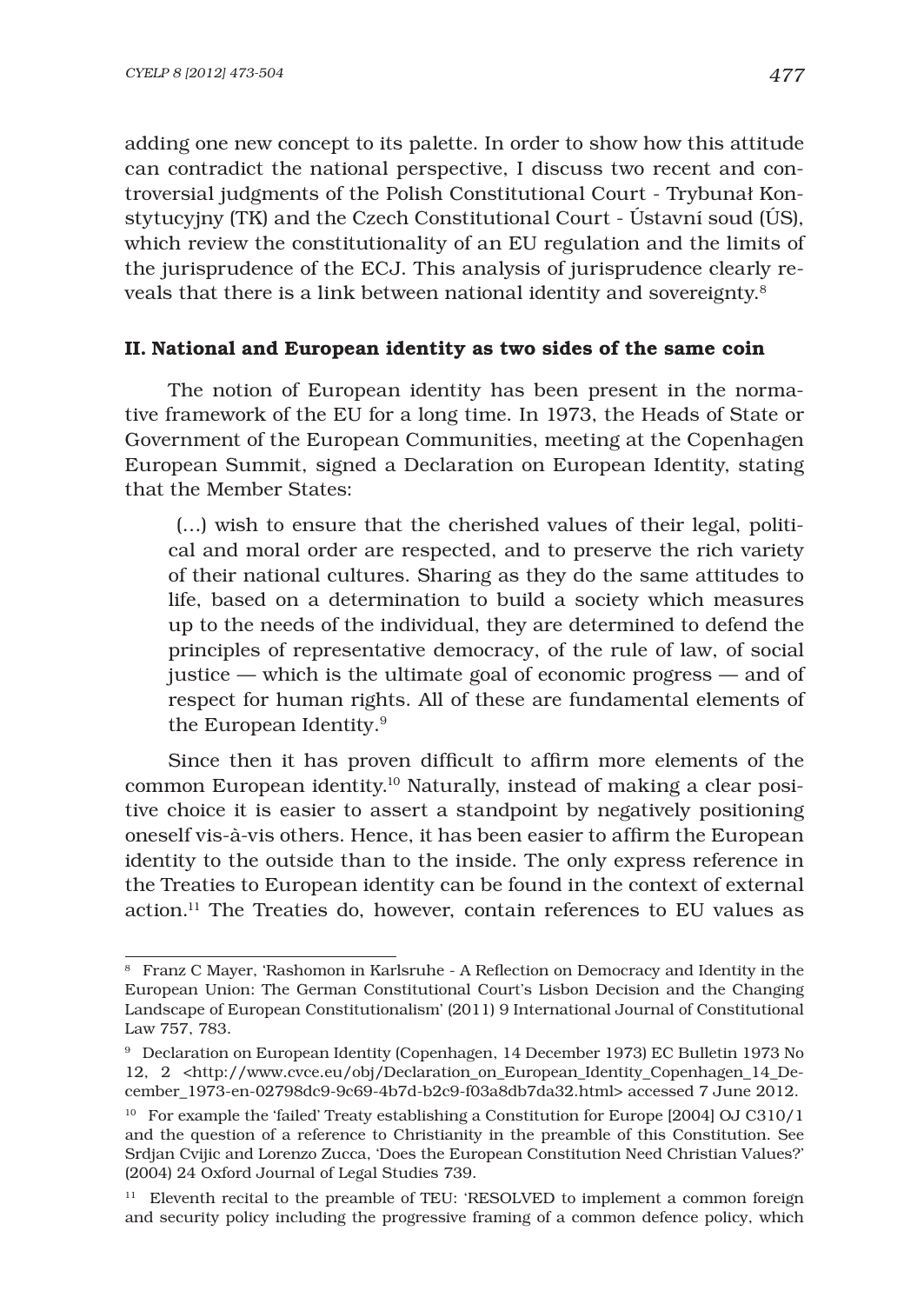adding one new concept to its palette. In order to show how this attitude can contradict the national perspective, I discuss two recent and controversial judgments of the Polish Constitutional Court - Trybunał Konstytucyjny (TK) and the Czech Constitutional Court - Ústavní soud (ÚS), which review the constitutionality of an EU regulation and the limits of the jurisprudence of the ECJ. This analysis of jurisprudence clearly reveals that there is a link between national identity and sovereignty.[8]

## II. National and European identity as two sides of the same coin

The notion of European identity has been present in the normative framework of the EU for a long time. In 1973, the Heads of State or Government of the European Communities, meeting at the Copenhagen European Summit, signed a Declaration on European Identity, stating that the Member States:

> (...) wish to ensure that the cherished values of their legal, political and moral order are respected, and to preserve the rich variety of their national cultures. Sharing as they do the same attitudes to life, based on a determination to build a society which measures up to the needs of the individual, they are determined to defend the principles of representative democracy, of the rule of law, of social justice — which is the ultimate goal of economic progress — and of respect for human rights. All of these are fundamental elements of the European Identity.[9]

Since then it has proven difficult to affirm more elements of the common European identity.[10] Naturally, instead of making a clear positive choice it is easier to assert a standpoint by negatively positioning oneself vis-à-vis others. Hence, it has been easier to affirm the European identity to the outside than to the inside. The only express reference in the Treaties to European identity can be found in the context of external action.[11] The Treaties do, however, contain references to EU values as

---

[8] Franz C Mayer, 'Rashomon in Karlsruhe - A Reflection on Democracy and Identity in the European Union: The German Constitutional Court's Lisbon Decision and the Changing Landscape of European Constitutionalism' (2011) 9 International Journal of Constitutional Law 757, 783.

[9] Declaration on European Identity (Copenhagen, 14 December 1973) EC Bulletin 1973 No 12, 2 <http://www.cvce.eu/obj/Declaration_on_European_Identity_Copenhagen_14_December_1973-en-02798dc9-9c69-4b7d-b2c9-f03a8db7da32.html> accessed 7 June 2012.

[10] For example the 'failed' Treaty establishing a Constitution for Europe [2004] OJ C310/1 and the question of a reference to Christianity in the preamble of this Constitution. See Srdjan Cvijic and Lorenzo Zucca, 'Does the European Constitution Need Christian Values?' (2004) 24 Oxford Journal of Legal Studies 739.

[11] Eleventh recital to the preamble of TEU: 'RESOLVED to implement a common foreign and security policy including the progressive framing of a common defence policy, which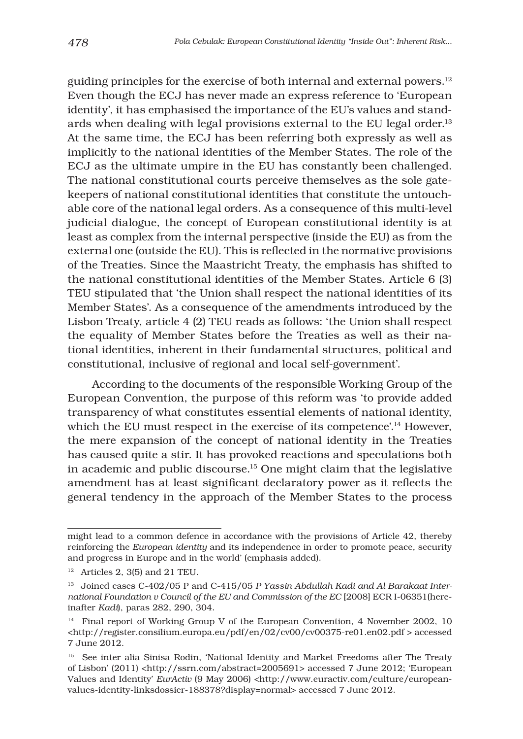guiding principles for the exercise of both internal and external powers.[12] Even though the ECJ has never made an express reference to 'European identity', it has emphasised the importance of the EU's values and standards when dealing with legal provisions external to the EU legal order.[13] At the same time, the ECJ has been referring both expressly as well as implicitly to the national identities of the Member States. The role of the ECJ as the ultimate umpire in the EU has constantly been challenged. The national constitutional courts perceive themselves as the sole gatekeepers of national constitutional identities that constitute the untouchable core of the national legal orders. As a consequence of this multi-level judicial dialogue, the concept of European constitutional identity is at least as complex from the internal perspective (inside the EU) as from the external one (outside the EU). This is reflected in the normative provisions of the Treaties. Since the Maastricht Treaty, the emphasis has shifted to the national constitutional identities of the Member States. Article 6 (3) TEU stipulated that 'the Union shall respect the national identities of its Member States'. As a consequence of the amendments introduced by the Lisbon Treaty, article 4 (2) TEU reads as follows: 'the Union shall respect the equality of Member States before the Treaties as well as their national identities, inherent in their fundamental structures, political and constitutional, inclusive of regional and local self-government'.

According to the documents of the responsible Working Group of the European Convention, the purpose of this reform was 'to provide added transparency of what constitutes essential elements of national identity, which the EU must respect in the exercise of its competence'.[14] However, the mere expansion of the concept of national identity in the Treaties has caused quite a stir. It has provoked reactions and speculations both in academic and public discourse.[15] One might claim that the legislative amendment has at least significant declaratory power as it reflects the general tendency in the approach of the Member States to the process

---

might lead to a common defence in accordance with the provisions of Article 42, thereby reinforcing the *European identity* and its independence in order to promote peace, security and progress in Europe and in the world' (emphasis added).

[12] Articles 2, 3(5) and 21 TEU.

[13] Joined cases C-402/05 P and C-415/05 *P Yassin Abdullah Kadi and Al Barakaat International Foundation v Council of the EU and Commission of the EC* [2008] ECR I-06351(hereinafter *Kadi*), paras 282, 290, 304.

[14] Final report of Working Group V of the European Convention, 4 November 2002, 10 <http://register.consilium.europa.eu/pdf/en/02/cv00/cv00375-re01.en02.pdf > accessed 7 June 2012.

[15] See inter alia Sinisa Rodin, 'National Identity and Market Freedoms after The Treaty of Lisbon' (2011) <http://ssrn.com/abstract=2005691> accessed 7 June 2012; 'European Values and Identity' *EurActiv* (9 May 2006) <http://www.euractiv.com/culture/european-values-identity-linksdossier-188378?display=normal> accessed 7 June 2012.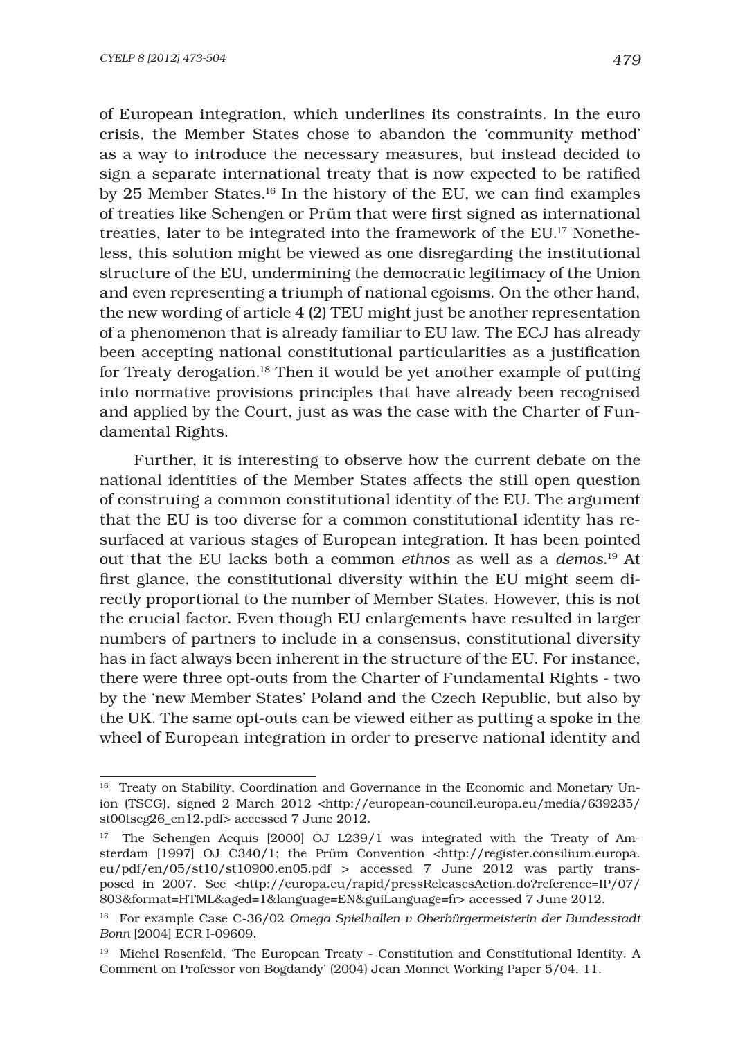of European integration, which underlines its constraints. In the euro crisis, the Member States chose to abandon the 'community method' as a way to introduce the necessary measures, but instead decided to sign a separate international treaty that is now expected to be ratified by 25 Member States.[16] In the history of the EU, we can find examples of treaties like Schengen or Prüm that were first signed as international treaties, later to be integrated into the framework of the EU.[17] Nonetheless, this solution might be viewed as one disregarding the institutional structure of the EU, undermining the democratic legitimacy of the Union and even representing a triumph of national egoisms. On the other hand, the new wording of article 4 (2) TEU might just be another representation of a phenomenon that is already familiar to EU law. The ECJ has already been accepting national constitutional particularities as a justification for Treaty derogation.[18] Then it would be yet another example of putting into normative provisions principles that have already been recognised and applied by the Court, just as was the case with the Charter of Fundamental Rights.

Further, it is interesting to observe how the current debate on the national identities of the Member States affects the still open question of construing a common constitutional identity of the EU. The argument that the EU is too diverse for a common constitutional identity has resurfaced at various stages of European integration. It has been pointed out that the EU lacks both a common *ethnos* as well as a *demos*.[19] At first glance, the constitutional diversity within the EU might seem directly proportional to the number of Member States. However, this is not the crucial factor. Even though EU enlargements have resulted in larger numbers of partners to include in a consensus, constitutional diversity has in fact always been inherent in the structure of the EU. For instance, there were three opt-outs from the Charter of Fundamental Rights - two by the 'new Member States' Poland and the Czech Republic, but also by the UK. The same opt-outs can be viewed either as putting a spoke in the wheel of European integration in order to preserve national identity and

---

[16] Treaty on Stability, Coordination and Governance in the Economic and Monetary Union (TSCG), signed 2 March 2012 <http://european-council.europa.eu/media/639235/st00tscg26_en12.pdf> accessed 7 June 2012.

[17] The Schengen Acquis [2000] OJ L239/1 was integrated with the Treaty of Amsterdam [1997] OJ C340/1; the Prüm Convention <http://register.consilium.europa.eu/pdf/en/05/st10/st10900.en05.pdf > accessed 7 June 2012 was partly transposed in 2007. See <http://europa.eu/rapid/pressReleasesAction.do?reference=IP/07/803&format=HTML&aged=1&language=EN&guiLanguage=fr> accessed 7 June 2012.

[18] For example Case C-36/02 *Omega Spielhallen v Oberbürgermeisterin der Bundesstadt Bonn* [2004] ECR I-09609.

[19] Michel Rosenfeld, 'The European Treaty - Constitution and Constitutional Identity. A Comment on Professor von Bogdandy' (2004) Jean Monnet Working Paper 5/04, 11.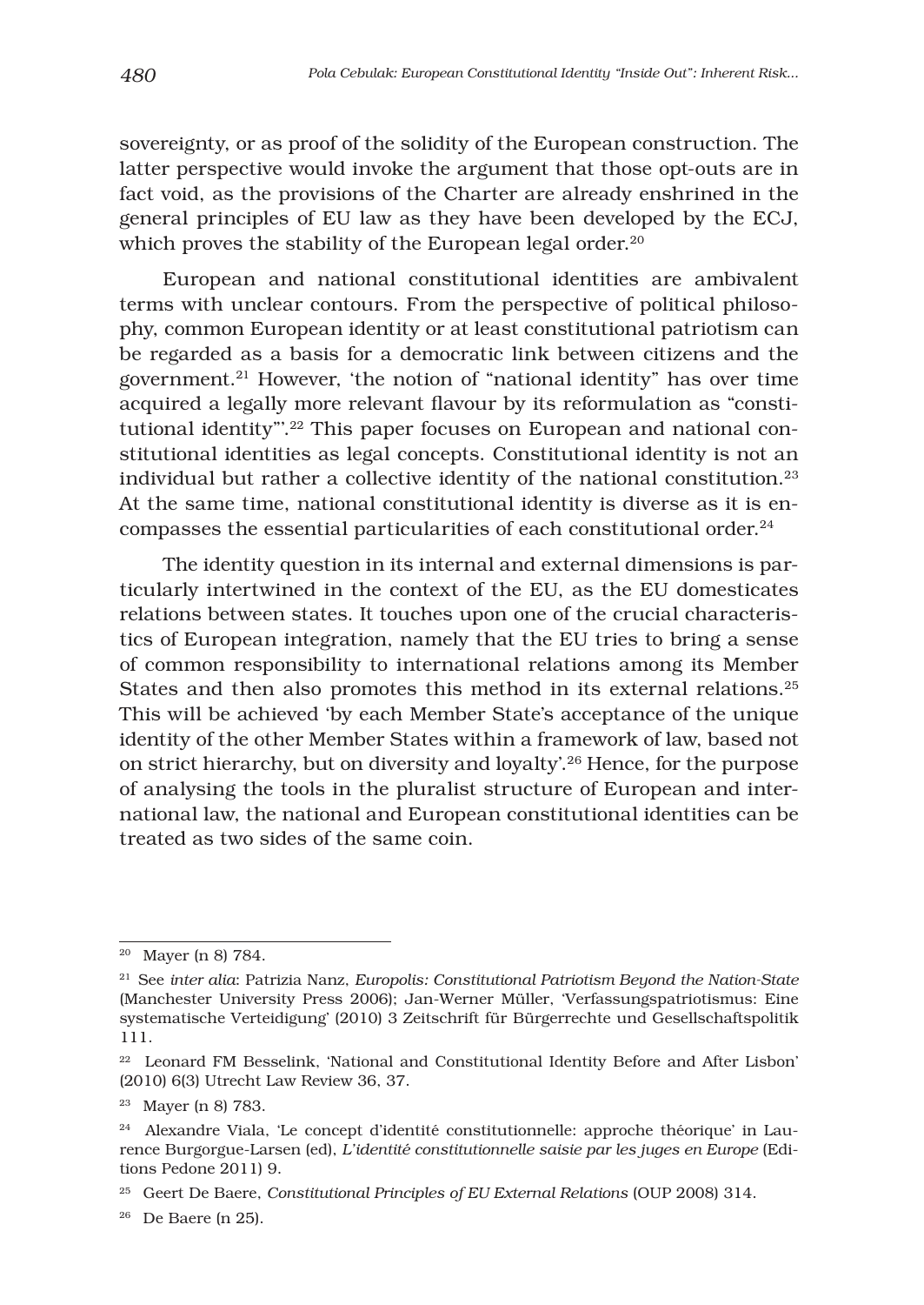sovereignty, or as proof of the solidity of the European construction. The latter perspective would invoke the argument that those opt-outs are in fact void, as the provisions of the Charter are already enshrined in the general principles of EU law as they have been developed by the ECJ, which proves the stability of the European legal order.[20]

European and national constitutional identities are ambivalent terms with unclear contours. From the perspective of political philosophy, common European identity or at least constitutional patriotism can be regarded as a basis for a democratic link between citizens and the government.[21] However, 'the notion of "national identity" has over time acquired a legally more relevant flavour by its reformulation as "constitutional identity"'.[22] This paper focuses on European and national constitutional identities as legal concepts. Constitutional identity is not an individual but rather a collective identity of the national constitution.[23] At the same time, national constitutional identity is diverse as it is encompasses the essential particularities of each constitutional order.[24]

The identity question in its internal and external dimensions is particularly intertwined in the context of the EU, as the EU domesticates relations between states. It touches upon one of the crucial characteristics of European integration, namely that the EU tries to bring a sense of common responsibility to international relations among its Member States and then also promotes this method in its external relations.[25] This will be achieved 'by each Member State's acceptance of the unique identity of the other Member States within a framework of law, based not on strict hierarchy, but on diversity and loyalty'.[26] Hence, for the purpose of analysing the tools in the pluralist structure of European and international law, the national and European constitutional identities can be treated as two sides of the same coin.

---

[20] Mayer (n 8) 784.

[21] See *inter alia*: Patrizia Nanz, *Europolis: Constitutional Patriotism Beyond the Nation-State* (Manchester University Press 2006); Jan-Werner Müller, 'Verfassungspatriotismus: Eine systematische Verteidigung' (2010) 3 Zeitschrift für Bürgerrechte und Gesellschaftspolitik 111.

[22] Leonard FM Besselink, 'National and Constitutional Identity Before and After Lisbon' (2010) 6(3) Utrecht Law Review 36, 37.

[23] Mayer (n 8) 783.

[24] Alexandre Viala, 'Le concept d'identité constitutionnelle: approche théorique' in Laurence Burgorgue-Larsen (ed), *L'identité constitutionnelle saisie par les juges en Europe* (Editions Pedone 2011) 9.

[25] Geert De Baere, *Constitutional Principles of EU External Relations* (OUP 2008) 314.

[26] De Baere (n 25).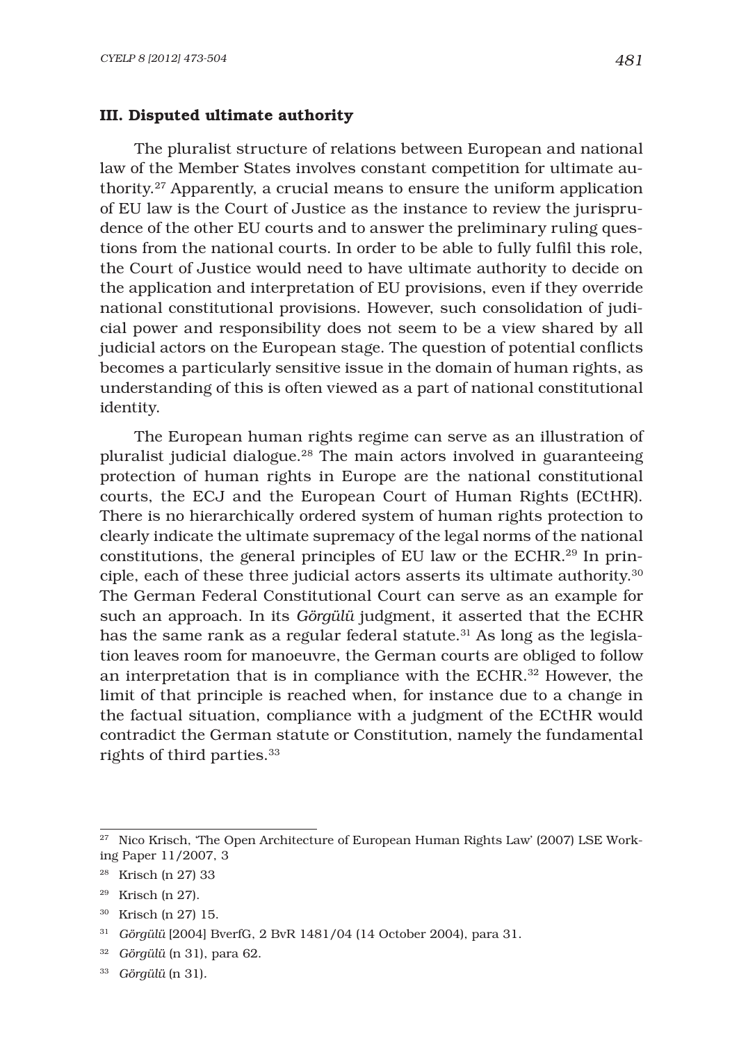### III. Disputed ultimate authority

The pluralist structure of relations between European and national law of the Member States involves constant competition for ultimate authority.[27] Apparently, a crucial means to ensure the uniform application of EU law is the Court of Justice as the instance to review the jurisprudence of the other EU courts and to answer the preliminary ruling questions from the national courts. In order to be able to fully fulfil this role, the Court of Justice would need to have ultimate authority to decide on the application and interpretation of EU provisions, even if they override national constitutional provisions. However, such consolidation of judicial power and responsibility does not seem to be a view shared by all judicial actors on the European stage. The question of potential conflicts becomes a particularly sensitive issue in the domain of human rights, as understanding of this is often viewed as a part of national constitutional identity.

The European human rights regime can serve as an illustration of pluralist judicial dialogue.[28] The main actors involved in guaranteeing protection of human rights in Europe are the national constitutional courts, the ECJ and the European Court of Human Rights (ECtHR). There is no hierarchically ordered system of human rights protection to clearly indicate the ultimate supremacy of the legal norms of the national constitutions, the general principles of EU law or the ECHR.[29] In principle, each of these three judicial actors asserts its ultimate authority.[30] The German Federal Constitutional Court can serve as an example for such an approach. In its *Görgülü* judgment, it asserted that the ECHR has the same rank as a regular federal statute.[31] As long as the legislation leaves room for manoeuvre, the German courts are obliged to follow an interpretation that is in compliance with the ECHR.[32] However, the limit of that principle is reached when, for instance due to a change in the factual situation, compliance with a judgment of the ECtHR would contradict the German statute or Constitution, namely the fundamental rights of third parties.[33]

---

[27] Nico Krisch, 'The Open Architecture of European Human Rights Law' (2007) LSE Working Paper 11/2007, 3

[28] Krisch (n 27) 33

[29] Krisch (n 27).

[30] Krisch (n 27) 15.

[31] *Görgülü* [2004] BverfG, 2 BvR 1481/04 (14 October 2004), para 31.

[32] *Görgülü* (n 31), para 62.

[33] *Görgülü* (n 31).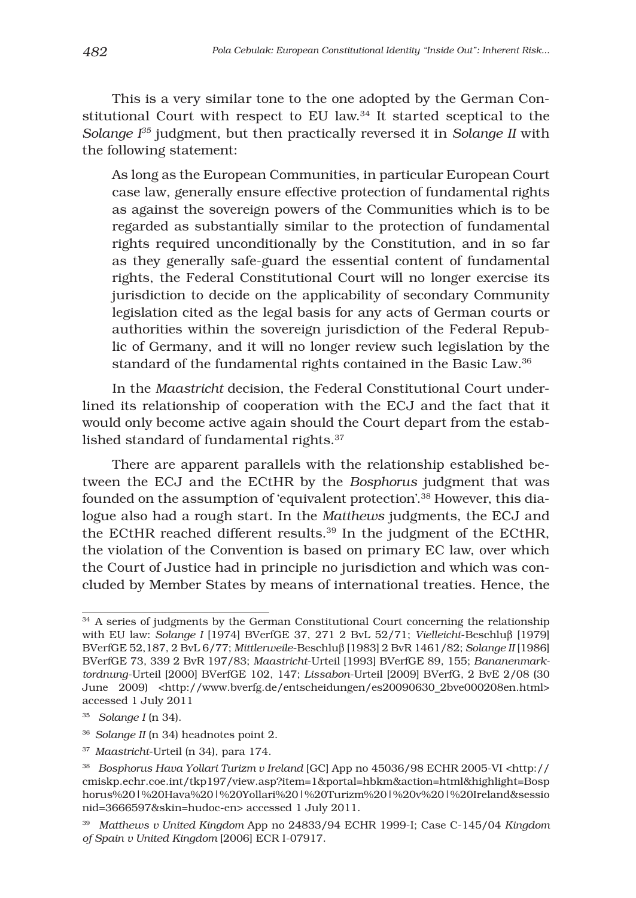This is a very similar tone to the one adopted by the German Constitutional Court with respect to EU law.[34] It started sceptical to the *Solange I*[35] judgment, but then practically reversed it in *Solange II* with the following statement:

> As long as the European Communities, in particular European Court case law, generally ensure effective protection of fundamental rights as against the sovereign powers of the Communities which is to be regarded as substantially similar to the protection of fundamental rights required unconditionally by the Constitution, and in so far as they generally safe-guard the essential content of fundamental rights, the Federal Constitutional Court will no longer exercise its jurisdiction to decide on the applicability of secondary Community legislation cited as the legal basis for any acts of German courts or authorities within the sovereign jurisdiction of the Federal Republic of Germany, and it will no longer review such legislation by the standard of the fundamental rights contained in the Basic Law.[36]

In the *Maastricht* decision, the Federal Constitutional Court underlined its relationship of cooperation with the ECJ and the fact that it would only become active again should the Court depart from the established standard of fundamental rights.[37]

There are apparent parallels with the relationship established between the ECJ and the ECtHR by the *Bosphorus* judgment that was founded on the assumption of 'equivalent protection'.[38] However, this dialogue also had a rough start. In the *Matthews* judgments, the ECJ and the ECtHR reached different results.[39] In the judgment of the ECtHR, the violation of the Convention is based on primary EC law, over which the Court of Justice had in principle no jurisdiction and which was concluded by Member States by means of international treaties. Hence, the

---

[34] A series of judgments by the German Constitutional Court concerning the relationship with EU law: *Solange I* [1974] BVerfGE 37, 271 2 BvL 52/71; *Vielleicht*-Beschluβ [1979] BVerfGE 52,187, 2 BvL 6/77; *Mittlerweile*-Beschluβ [1983] 2 BvR 1461/82; *Solange II* [1986] BVerfGE 73, 339 2 BvR 197/83; *Maastricht*-Urteil [1993] BVerfGE 89, 155; *Bananenmarktordnung*-Urteil [2000] BVerfGE 102, 147; *Lissabon*-Urteil [2009] BVerfG, 2 BvE 2/08 (30 June 2009) <http://www.bverfg.de/entscheidungen/es20090630_2bve000208en.html> accessed 1 July 2011

[35] *Solange I* (n 34).

[36] *Solange II* (n 34) headnotes point 2.

[37] *Maastricht*-Urteil (n 34), para 174.

[38] *Bosphorus Hava Yollari Turizm v Ireland* [GC] App no 45036/98 ECHR 2005-VI <http://cmiskp.echr.coe.int/tkp197/view.asp?item=1&portal=hbkm&action=html&highlight=Bosphorus%20|%20Hava%20|%20Yollari%20|%20Turizm%20|%20v%20|%20Ireland&sessionid=3666597&skin=hudoc-en> accessed 1 July 2011.

[39] *Matthews v United Kingdom* App no 24833/94 ECHR 1999-I; Case C-145/04 *Kingdom of Spain v United Kingdom* [2006] ECR I-07917.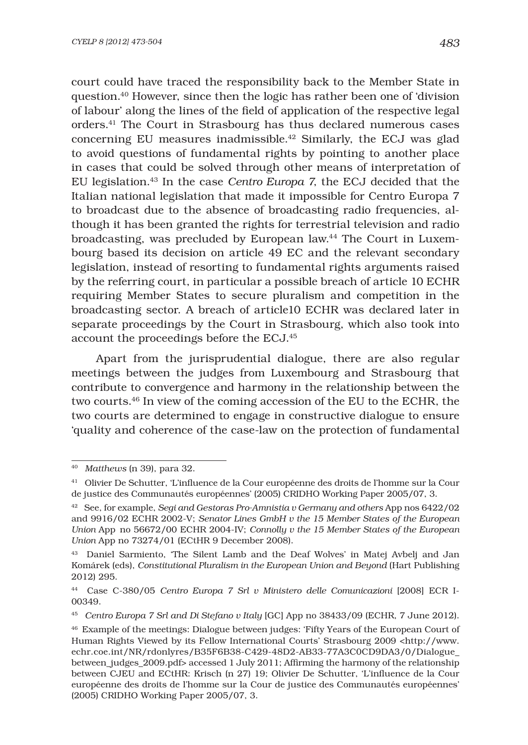court could have traced the responsibility back to the Member State in question.[40] However, since then the logic has rather been one of 'division of labour' along the lines of the field of application of the respective legal orders.[41] The Court in Strasbourg has thus declared numerous cases concerning EU measures inadmissible.[42] Similarly, the ECJ was glad to avoid questions of fundamental rights by pointing to another place in cases that could be solved through other means of interpretation of EU legislation.[43] In the case *Centro Europa 7*, the ECJ decided that the Italian national legislation that made it impossible for Centro Europa 7 to broadcast due to the absence of broadcasting radio frequencies, although it has been granted the rights for terrestrial television and radio broadcasting, was precluded by European law.[44] The Court in Luxembourg based its decision on article 49 EC and the relevant secondary legislation, instead of resorting to fundamental rights arguments raised by the referring court, in particular a possible breach of article 10 ECHR requiring Member States to secure pluralism and competition in the broadcasting sector. A breach of article10 ECHR was declared later in separate proceedings by the Court in Strasbourg, which also took into account the proceedings before the ECJ.[45]

Apart from the jurisprudential dialogue, there are also regular meetings between the judges from Luxembourg and Strasbourg that contribute to convergence and harmony in the relationship between the two courts.[46] In view of the coming accession of the EU to the ECHR, the two courts are determined to engage in constructive dialogue to ensure 'quality and coherence of the case-law on the protection of fundamental

---

[40] *Matthews* (n 39), para 32.

[41] Olivier De Schutter, 'L'influence de la Cour européenne des droits de l'homme sur la Cour de justice des Communautés européennes' (2005) CRIDHO Working Paper 2005/07, 3.

[42] See, for example, *Segi and Gestoras Pro-Amnistia v Germany and others* App nos 6422/02 and 9916/02 ECHR 2002-V; *Senator Lines GmbH v the 15 Member States of the European Union* App no 56672/00 ECHR 2004-IV; *Connolly v the 15 Member States of the European Union* App no 73274/01 (ECtHR 9 December 2008).

[43] Daniel Sarmiento, 'The Silent Lamb and the Deaf Wolves' in Matej Avbelj and Jan Komárek (eds), *Constitutional Pluralism in the European Union and Beyond* (Hart Publishing 2012) 295.

[44] Case C-380/05 *Centro Europa 7 Srl v Ministero delle Comunicazioni* [2008] ECR I-00349.

[45] *Centro Europa 7 Srl and Di Stefano v Italy* [GC] App no 38433/09 (ECHR, 7 June 2012).

[46] Example of the meetings: Dialogue between judges: 'Fifty Years of the European Court of Human Rights Viewed by its Fellow International Courts' Strasbourg 2009 <http://www.echr.coe.int/NR/rdonlyres/B35F6B38-C429-48D2-AB33-77A3C0CD9DA3/0/Dialogue_between_judges_2009.pdf> accessed 1 July 2011; Affirming the harmony of the relationship between CJEU and ECtHR: Krisch (n 27) 19; Olivier De Schutter, 'L'influence de la Cour européenne des droits de l'homme sur la Cour de justice des Communautés européennes' (2005) CRIDHO Working Paper 2005/07, 3.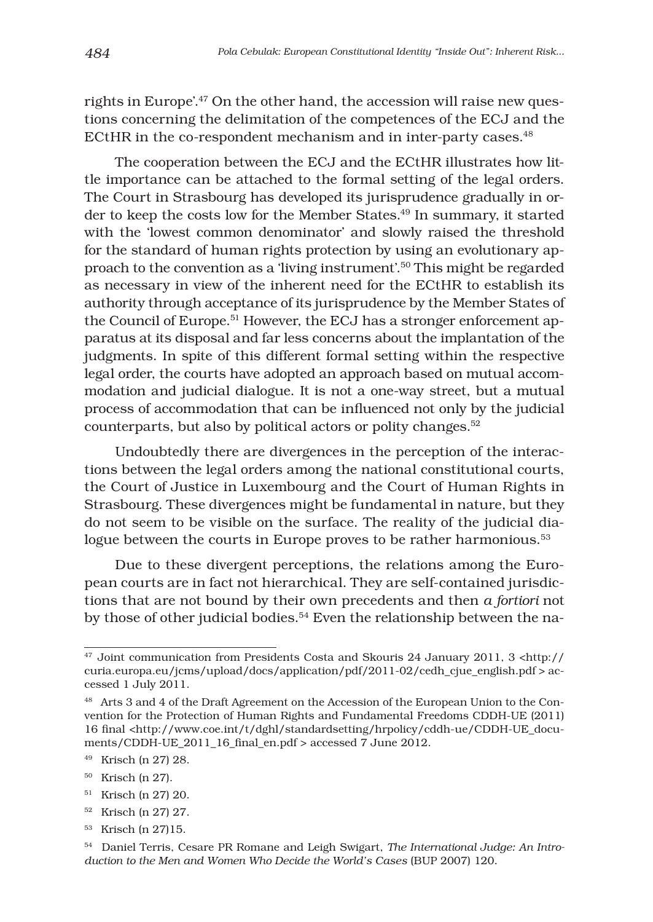rights in Europe'.[47] On the other hand, the accession will raise new questions concerning the delimitation of the competences of the ECJ and the ECtHR in the co-respondent mechanism and in inter-party cases.[48]

The cooperation between the ECJ and the ECtHR illustrates how little importance can be attached to the formal setting of the legal orders. The Court in Strasbourg has developed its jurisprudence gradually in order to keep the costs low for the Member States.[49] In summary, it started with the 'lowest common denominator' and slowly raised the threshold for the standard of human rights protection by using an evolutionary approach to the convention as a 'living instrument'.[50] This might be regarded as necessary in view of the inherent need for the ECtHR to establish its authority through acceptance of its jurisprudence by the Member States of the Council of Europe.[51] However, the ECJ has a stronger enforcement apparatus at its disposal and far less concerns about the implantation of the judgments. In spite of this different formal setting within the respective legal order, the courts have adopted an approach based on mutual accommodation and judicial dialogue. It is not a one-way street, but a mutual process of accommodation that can be influenced not only by the judicial counterparts, but also by political actors or polity changes.[52]

Undoubtedly there are divergences in the perception of the interactions between the legal orders among the national constitutional courts, the Court of Justice in Luxembourg and the Court of Human Rights in Strasbourg. These divergences might be fundamental in nature, but they do not seem to be visible on the surface. The reality of the judicial dialogue between the courts in Europe proves to be rather harmonious.[53]

Due to these divergent perceptions, the relations among the European courts are in fact not hierarchical. They are self-contained jurisdictions that are not bound by their own precedents and then *a fortiori* not by those of other judicial bodies.[54] Even the relationship between the na-

---

[47] Joint communication from Presidents Costa and Skouris 24 January 2011, 3 <http://curia.europa.eu/jcms/upload/docs/application/pdf/2011-02/cedh_cjue_english.pdf > accessed 1 July 2011.

[48] Arts 3 and 4 of the Draft Agreement on the Accession of the European Union to the Convention for the Protection of Human Rights and Fundamental Freedoms CDDH-UE (2011) 16 final <http://www.coe.int/t/dghl/standardsetting/hrpolicy/cddh-ue/CDDH-UE_documents/CDDH-UE_2011_16_final_en.pdf > accessed 7 June 2012.

[49] Krisch (n 27) 28.

[50] Krisch (n 27).

[51] Krisch (n 27) 20.

[52] Krisch (n 27) 27.

[53] Krisch (n 27)15.

[54] Daniel Terris, Cesare PR Romane and Leigh Swigart, *The International Judge: An Introduction to the Men and Women Who Decide the World's Cases* (BUP 2007) 120.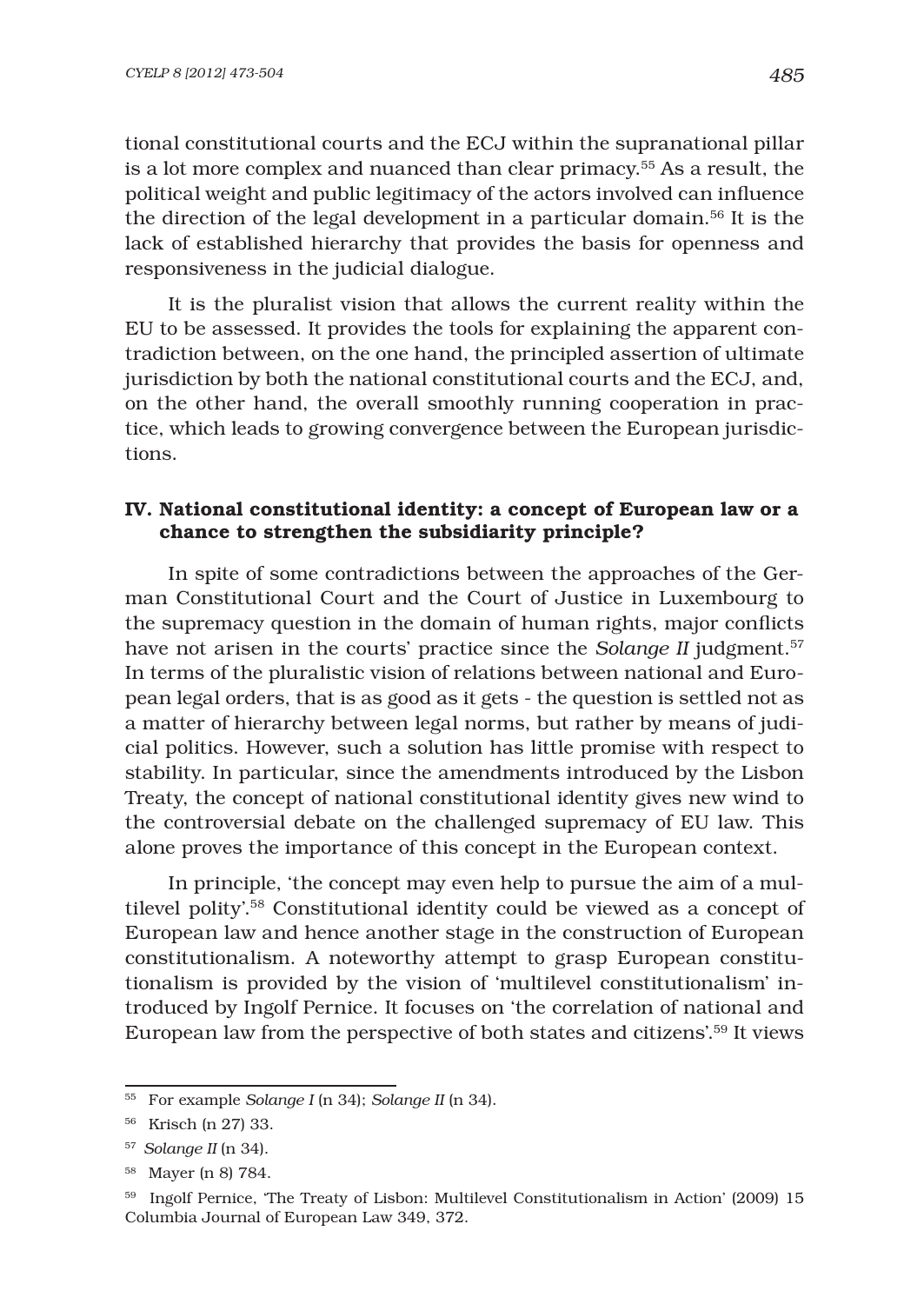tional constitutional courts and the ECJ within the supranational pillar is a lot more complex and nuanced than clear primacy.[55] As a result, the political weight and public legitimacy of the actors involved can influence the direction of the legal development in a particular domain.[56] It is the lack of established hierarchy that provides the basis for openness and responsiveness in the judicial dialogue.

It is the pluralist vision that allows the current reality within the EU to be assessed. It provides the tools for explaining the apparent contradiction between, on the one hand, the principled assertion of ultimate jurisdiction by both the national constitutional courts and the ECJ, and, on the other hand, the overall smoothly running cooperation in practice, which leads to growing convergence between the European jurisdictions.

## IV. National constitutional identity: a concept of European law or a chance to strengthen the subsidiarity principle?

In spite of some contradictions between the approaches of the German Constitutional Court and the Court of Justice in Luxembourg to the supremacy question in the domain of human rights, major conflicts have not arisen in the courts' practice since the *Solange II* judgment.[57] In terms of the pluralistic vision of relations between national and European legal orders, that is as good as it gets - the question is settled not as a matter of hierarchy between legal norms, but rather by means of judicial politics. However, such a solution has little promise with respect to stability. In particular, since the amendments introduced by the Lisbon Treaty, the concept of national constitutional identity gives new wind to the controversial debate on the challenged supremacy of EU law. This alone proves the importance of this concept in the European context.

In principle, 'the concept may even help to pursue the aim of a multilevel polity'.[58] Constitutional identity could be viewed as a concept of European law and hence another stage in the construction of European constitutionalism. A noteworthy attempt to grasp European constitutionalism is provided by the vision of 'multilevel constitutionalism' introduced by Ingolf Pernice. It focuses on 'the correlation of national and European law from the perspective of both states and citizens'.[59] It views

---

[55] For example *Solange I* (n 34); *Solange II* (n 34).

[56] Krisch (n 27) 33.

[57] *Solange II* (n 34).

[58] Mayer (n 8) 784.

[59] Ingolf Pernice, 'The Treaty of Lisbon: Multilevel Constitutionalism in Action' (2009) 15 Columbia Journal of European Law 349, 372.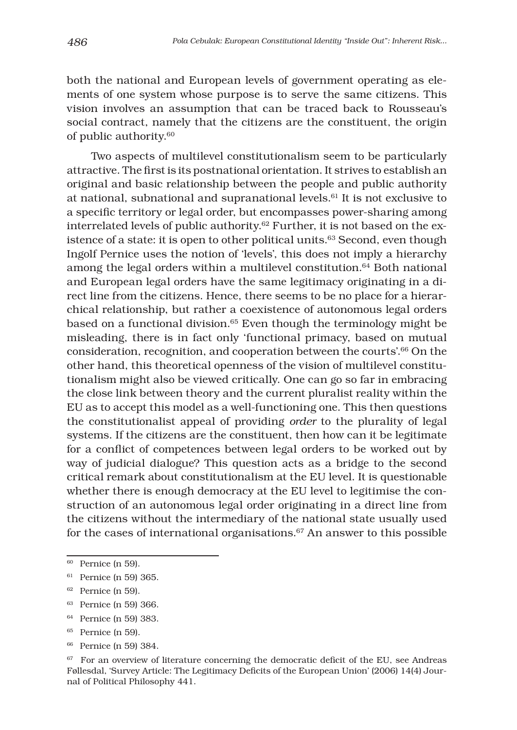both the national and European levels of government operating as elements of one system whose purpose is to serve the same citizens. This vision involves an assumption that can be traced back to Rousseau's social contract, namely that the citizens are the constituent, the origin of public authority.[60]

Two aspects of multilevel constitutionalism seem to be particularly attractive. The first is its postnational orientation. It strives to establish an original and basic relationship between the people and public authority at national, subnational and supranational levels.[61] It is not exclusive to a specific territory or legal order, but encompasses power-sharing among interrelated levels of public authority.[62] Further, it is not based on the existence of a state: it is open to other political units.[63] Second, even though Ingolf Pernice uses the notion of 'levels', this does not imply a hierarchy among the legal orders within a multilevel constitution.[64] Both national and European legal orders have the same legitimacy originating in a direct line from the citizens. Hence, there seems to be no place for a hierarchical relationship, but rather a coexistence of autonomous legal orders based on a functional division.[65] Even though the terminology might be misleading, there is in fact only 'functional primacy, based on mutual consideration, recognition, and cooperation between the courts'.[66] On the other hand, this theoretical openness of the vision of multilevel constitutionalism might also be viewed critically. One can go so far in embracing the close link between theory and the current pluralist reality within the EU as to accept this model as a well-functioning one. This then questions the constitutionalist appeal of providing *order* to the plurality of legal systems. If the citizens are the constituent, then how can it be legitimate for a conflict of competences between legal orders to be worked out by way of judicial dialogue? This question acts as a bridge to the second critical remark about constitutionalism at the EU level. It is questionable whether there is enough democracy at the EU level to legitimise the construction of an autonomous legal order originating in a direct line from the citizens without the intermediary of the national state usually used for the cases of international organisations.[67] An answer to this possible

---

[60] Pernice (n 59).

[61] Pernice (n 59) 365.

[62] Pernice (n 59).

[63] Pernice (n 59) 366.

[64] Pernice (n 59) 383.

[65] Pernice (n 59).

[66] Pernice (n 59) 384.

[67] For an overview of literature concerning the democratic deficit of the EU, see Andreas Føllesdal, 'Survey Article: The Legitimacy Deficits of the European Union' (2006) 14(4) Journal of Political Philosophy 441.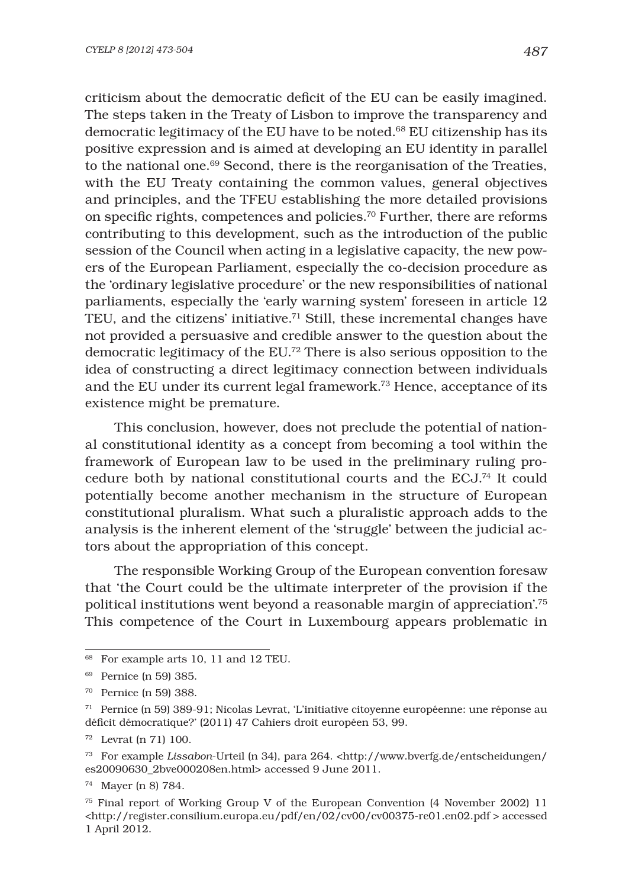criticism about the democratic deficit of the EU can be easily imagined. The steps taken in the Treaty of Lisbon to improve the transparency and democratic legitimacy of the EU have to be noted.[68] EU citizenship has its positive expression and is aimed at developing an EU identity in parallel to the national one.[69] Second, there is the reorganisation of the Treaties, with the EU Treaty containing the common values, general objectives and principles, and the TFEU establishing the more detailed provisions on specific rights, competences and policies.[70] Further, there are reforms contributing to this development, such as the introduction of the public session of the Council when acting in a legislative capacity, the new powers of the European Parliament, especially the co-decision procedure as the 'ordinary legislative procedure' or the new responsibilities of national parliaments, especially the 'early warning system' foreseen in article 12 TEU, and the citizens' initiative.[71] Still, these incremental changes have not provided a persuasive and credible answer to the question about the democratic legitimacy of the EU.[72] There is also serious opposition to the idea of constructing a direct legitimacy connection between individuals and the EU under its current legal framework.[73] Hence, acceptance of its existence might be premature.

This conclusion, however, does not preclude the potential of national constitutional identity as a concept from becoming a tool within the framework of European law to be used in the preliminary ruling procedure both by national constitutional courts and the ECJ.[74] It could potentially become another mechanism in the structure of European constitutional pluralism. What such a pluralistic approach adds to the analysis is the inherent element of the 'struggle' between the judicial actors about the appropriation of this concept.

The responsible Working Group of the European convention foresaw that 'the Court could be the ultimate interpreter of the provision if the political institutions went beyond a reasonable margin of appreciation'.[75] This competence of the Court in Luxembourg appears problematic in

---

[68] For example arts 10, 11 and 12 TEU.

[69] Pernice (n 59) 385.

[70] Pernice (n 59) 388.

[71] Pernice (n 59) 389-91; Nicolas Levrat, 'L'initiative citoyenne européenne: une réponse au déficit démocratique?' (2011) 47 Cahiers droit européen 53, 99.

[72] Levrat (n 71) 100.

[73] For example *Lissabon*-Urteil (n 34), para 264. <http://www.bverfg.de/entscheidungen/es20090630_2bve000208en.html> accessed 9 June 2011.

[74] Mayer (n 8) 784.

[75] Final report of Working Group V of the European Convention (4 November 2002) 11 <http://register.consilium.europa.eu/pdf/en/02/cv00/cv00375-re01.en02.pdf > accessed 1 April 2012.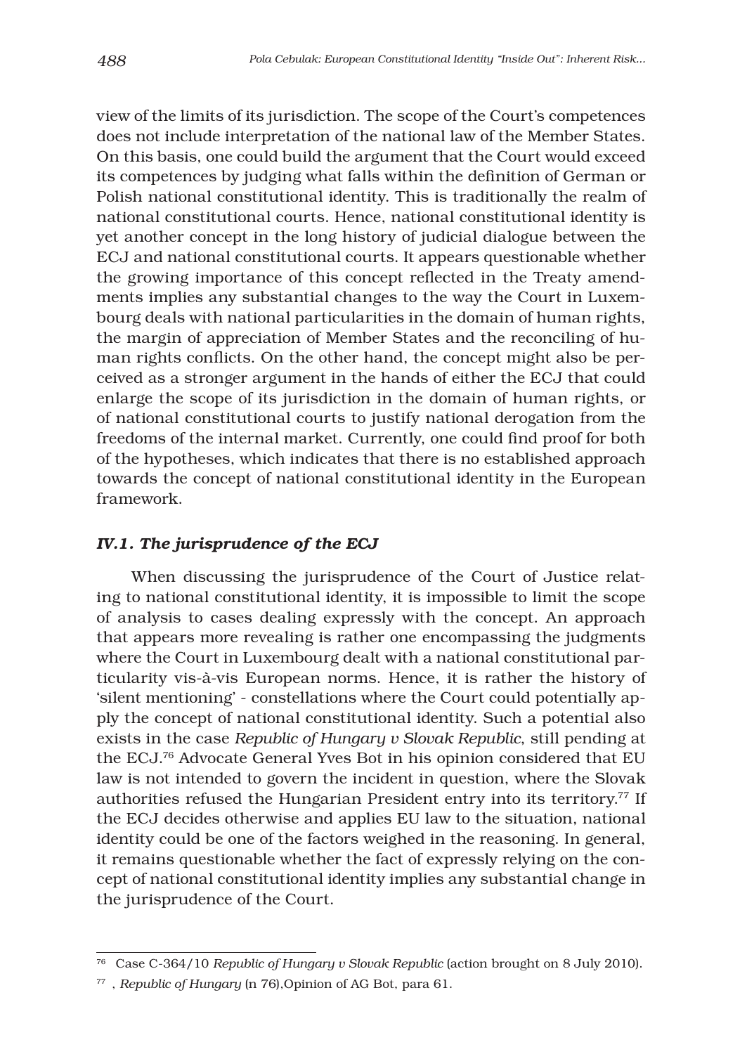view of the limits of its jurisdiction. The scope of the Court's competences does not include interpretation of the national law of the Member States. On this basis, one could build the argument that the Court would exceed its competences by judging what falls within the definition of German or Polish national constitutional identity. This is traditionally the realm of national constitutional courts. Hence, national constitutional identity is yet another concept in the long history of judicial dialogue between the ECJ and national constitutional courts. It appears questionable whether the growing importance of this concept reflected in the Treaty amendments implies any substantial changes to the way the Court in Luxembourg deals with national particularities in the domain of human rights, the margin of appreciation of Member States and the reconciling of human rights conflicts. On the other hand, the concept might also be perceived as a stronger argument in the hands of either the ECJ that could enlarge the scope of its jurisdiction in the domain of human rights, or of national constitutional courts to justify national derogation from the freedoms of the internal market. Currently, one could find proof for both of the hypotheses, which indicates that there is no established approach towards the concept of national constitutional identity in the European framework.

### *IV.1. The jurisprudence of the ECJ*

When discussing the jurisprudence of the Court of Justice relating to national constitutional identity, it is impossible to limit the scope of analysis to cases dealing expressly with the concept. An approach that appears more revealing is rather one encompassing the judgments where the Court in Luxembourg dealt with a national constitutional particularity vis-à-vis European norms. Hence, it is rather the history of 'silent mentioning' - constellations where the Court could potentially apply the concept of national constitutional identity. Such a potential also exists in the case *Republic of Hungary v Slovak Republic*, still pending at the ECJ.[76] Advocate General Yves Bot in his opinion considered that EU law is not intended to govern the incident in question, where the Slovak authorities refused the Hungarian President entry into its territory.[77] If the ECJ decides otherwise and applies EU law to the situation, national identity could be one of the factors weighed in the reasoning. In general, it remains questionable whether the fact of expressly relying on the concept of national constitutional identity implies any substantial change in the jurisprudence of the Court.

---

[76] Case C-364/10 *Republic of Hungary v Slovak Republic* (action brought on 8 July 2010).

[77] , *Republic of Hungary* (n 76),Opinion of AG Bot, para 61.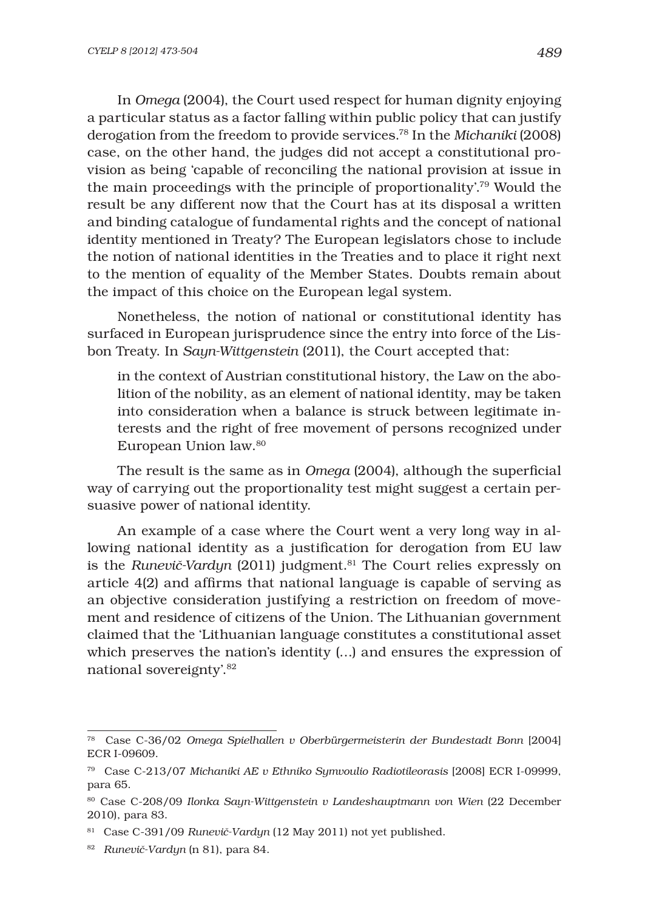In *Omega* (2004), the Court used respect for human dignity enjoying a particular status as a factor falling within public policy that can justify derogation from the freedom to provide services.[78] In the *Michaniki* (2008) case, on the other hand, the judges did not accept a constitutional provision as being 'capable of reconciling the national provision at issue in the main proceedings with the principle of proportionality'.[79] Would the result be any different now that the Court has at its disposal a written and binding catalogue of fundamental rights and the concept of national identity mentioned in Treaty? The European legislators chose to include the notion of national identities in the Treaties and to place it right next to the mention of equality of the Member States. Doubts remain about the impact of this choice on the European legal system.

Nonetheless, the notion of national or constitutional identity has surfaced in European jurisprudence since the entry into force of the Lisbon Treaty. In *Sayn-Wittgenstein* (2011), the Court accepted that:

> in the context of Austrian constitutional history, the Law on the abolition of the nobility, as an element of national identity, may be taken into consideration when a balance is struck between legitimate interests and the right of free movement of persons recognized under European Union law.[80]

The result is the same as in *Omega* (2004), although the superficial way of carrying out the proportionality test might suggest a certain persuasive power of national identity.

An example of a case where the Court went a very long way in allowing national identity as a justification for derogation from EU law is the *Runevič-Vardyn* (2011) judgment.[81] The Court relies expressly on article 4(2) and affirms that national language is capable of serving as an objective consideration justifying a restriction on freedom of movement and residence of citizens of the Union. The Lithuanian government claimed that the 'Lithuanian language constitutes a constitutional asset which preserves the nation's identity (...) and ensures the expression of national sovereignty'.[82]

---

[78] Case C-36/02 *Omega Spielhallen v Oberbürgermeisterin der Bundestadt Bonn* [2004] ECR I-09609.

[79] Case C-213/07 *Michaniki AE v Ethniko Symvoulio Radiotileorasis* [2008] ECR I-09999, para 65.

[80] Case C-208/09 *Ilonka Sayn-Wittgenstein v Landeshauptmann von Wien* (22 December 2010), para 83.

[81] Case C-391/09 *Runevič-Vardyn* (12 May 2011) not yet published.

[82] *Runevič-Vardyn* (n 81), para 84.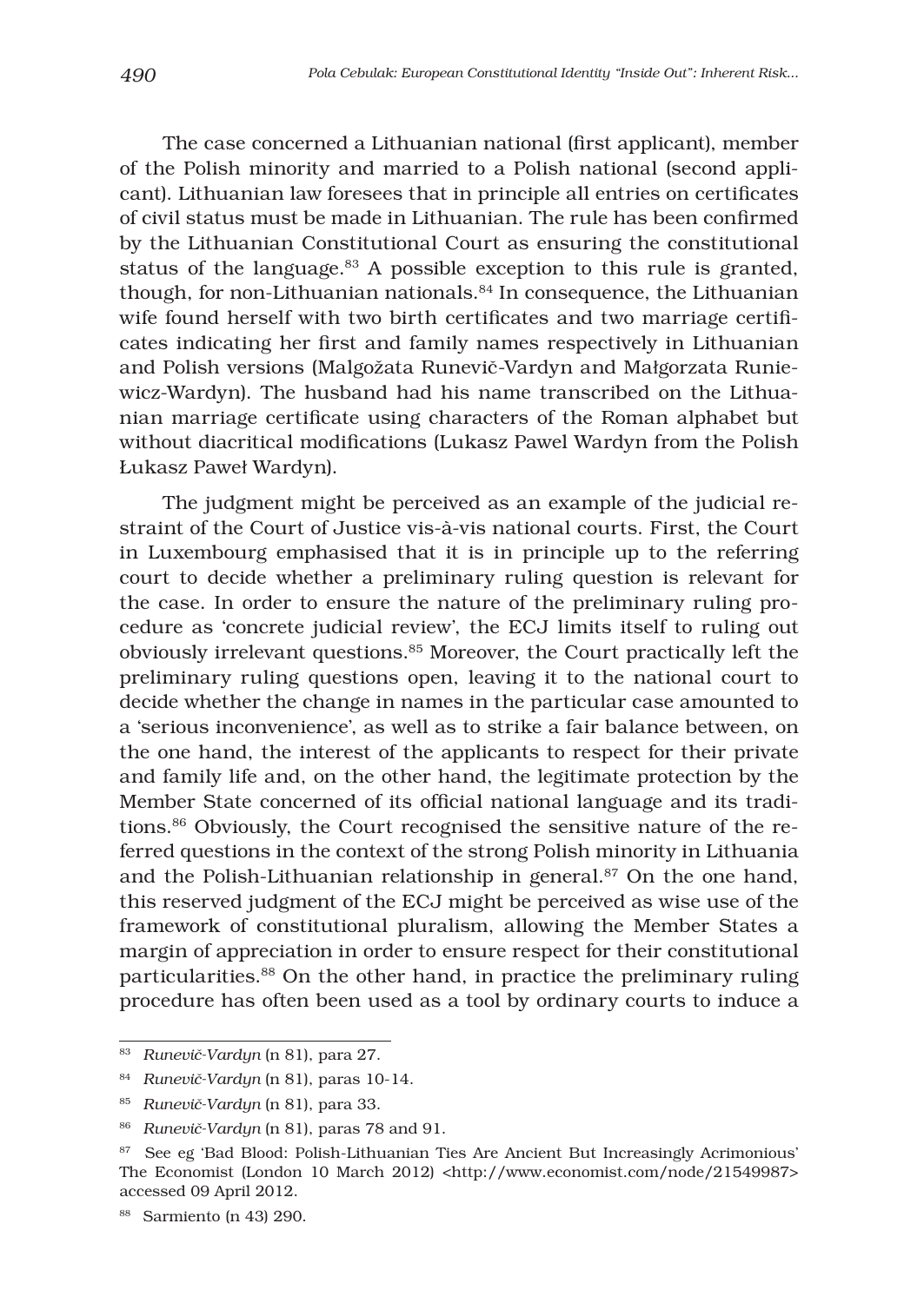The case concerned a Lithuanian national (first applicant), member of the Polish minority and married to a Polish national (second applicant). Lithuanian law foresees that in principle all entries on certificates of civil status must be made in Lithuanian. The rule has been confirmed by the Lithuanian Constitutional Court as ensuring the constitutional status of the language.[83] A possible exception to this rule is granted, though, for non-Lithuanian nationals.[84] In consequence, the Lithuanian wife found herself with two birth certificates and two marriage certificates indicating her first and family names respectively in Lithuanian and Polish versions (Malgožata Runevič-Vardyn and Małgorzata Runiewicz-Wardyn). The husband had his name transcribed on the Lithuanian marriage certificate using characters of the Roman alphabet but without diacritical modifications (Lukasz Pawel Wardyn from the Polish Łukasz Paweł Wardyn).

The judgment might be perceived as an example of the judicial restraint of the Court of Justice vis-à-vis national courts. First, the Court in Luxembourg emphasised that it is in principle up to the referring court to decide whether a preliminary ruling question is relevant for the case. In order to ensure the nature of the preliminary ruling procedure as 'concrete judicial review', the ECJ limits itself to ruling out obviously irrelevant questions.[85] Moreover, the Court practically left the preliminary ruling questions open, leaving it to the national court to decide whether the change in names in the particular case amounted to a 'serious inconvenience', as well as to strike a fair balance between, on the one hand, the interest of the applicants to respect for their private and family life and, on the other hand, the legitimate protection by the Member State concerned of its official national language and its traditions.[86] Obviously, the Court recognised the sensitive nature of the referred questions in the context of the strong Polish minority in Lithuania and the Polish-Lithuanian relationship in general.[87] On the one hand, this reserved judgment of the ECJ might be perceived as wise use of the framework of constitutional pluralism, allowing the Member States a margin of appreciation in order to ensure respect for their constitutional particularities.[88] On the other hand, in practice the preliminary ruling procedure has often been used as a tool by ordinary courts to induce a

---

[83] *Runevič-Vardyn* (n 81), para 27.

[84] *Runevič-Vardyn* (n 81), paras 10-14.

[85] *Runevič-Vardyn* (n 81), para 33.

[86] *Runevič-Vardyn* (n 81), paras 78 and 91.

[87] See eg 'Bad Blood: Polish-Lithuanian Ties Are Ancient But Increasingly Acrimonious' The Economist (London 10 March 2012) <http://www.economist.com/node/21549987> accessed 09 April 2012.

[88] Sarmiento (n 43) 290.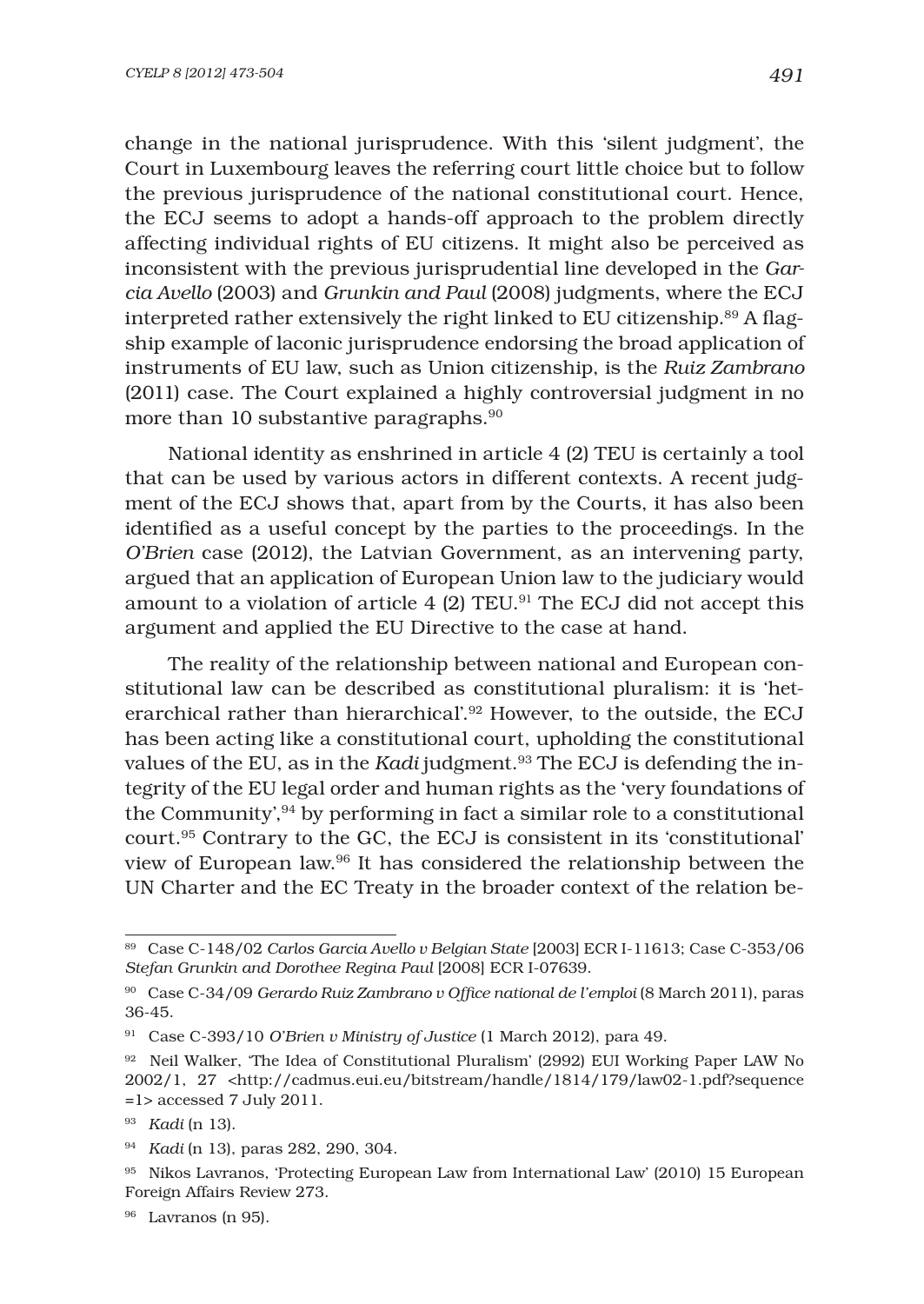change in the national jurisprudence. With this 'silent judgment', the Court in Luxembourg leaves the referring court little choice but to follow the previous jurisprudence of the national constitutional court. Hence, the ECJ seems to adopt a hands-off approach to the problem directly affecting individual rights of EU citizens. It might also be perceived as inconsistent with the previous jurisprudential line developed in the *Garcia Avello* (2003) and *Grunkin and Paul* (2008) judgments, where the ECJ interpreted rather extensively the right linked to EU citizenship.[89] A flagship example of laconic jurisprudence endorsing the broad application of instruments of EU law, such as Union citizenship, is the *Ruiz Zambrano* (2011) case. The Court explained a highly controversial judgment in no more than 10 substantive paragraphs.[90]

National identity as enshrined in article 4 (2) TEU is certainly a tool that can be used by various actors in different contexts. A recent judgment of the ECJ shows that, apart from by the Courts, it has also been identified as a useful concept by the parties to the proceedings. In the *O'Brien* case (2012), the Latvian Government, as an intervening party, argued that an application of European Union law to the judiciary would amount to a violation of article 4 (2) TEU.[91] The ECJ did not accept this argument and applied the EU Directive to the case at hand.

The reality of the relationship between national and European constitutional law can be described as constitutional pluralism: it is 'heterarchical rather than hierarchical'.[92] However, to the outside, the ECJ has been acting like a constitutional court, upholding the constitutional values of the EU, as in the *Kadi* judgment.[93] The ECJ is defending the integrity of the EU legal order and human rights as the 'very foundations of the Community',[94] by performing in fact a similar role to a constitutional court.[95] Contrary to the GC, the ECJ is consistent in its 'constitutional' view of European law.[96] It has considered the relationship between the UN Charter and the EC Treaty in the broader context of the relation be-

---

[89] Case C-148/02 *Carlos Garcia Avello v Belgian State* [2003] ECR I-11613; Case C-353/06 *Stefan Grunkin and Dorothee Regina Paul* [2008] ECR I-07639.

[90] Case C-34/09 *Gerardo Ruiz Zambrano v Office national de l'emploi* (8 March 2011), paras 36-45.

[91] Case C-393/10 *O'Brien v Ministry of Justice* (1 March 2012), para 49.

[92] Neil Walker, 'The Idea of Constitutional Pluralism' (2992) EUI Working Paper LAW No 2002/1, 27 <http://cadmus.eui.eu/bitstream/handle/1814/179/law02-1.pdf?sequence=1> accessed 7 July 2011.

[93] *Kadi* (n 13).

[94] *Kadi* (n 13), paras 282, 290, 304.

[95] Nikos Lavranos, 'Protecting European Law from International Law' (2010) 15 European Foreign Affairs Review 273.

[96] Lavranos (n 95).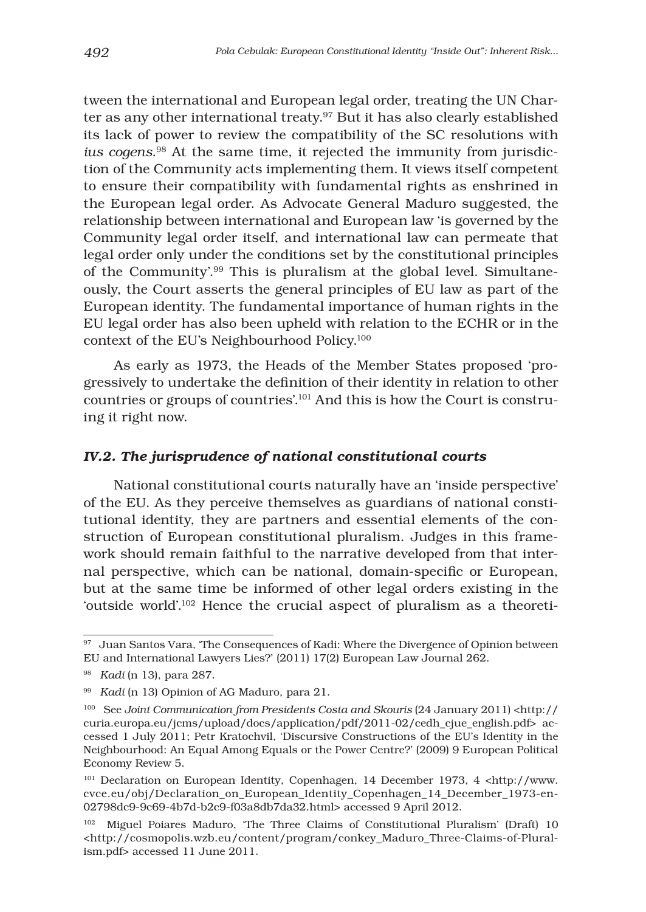tween the international and European legal order, treating the UN Charter as any other international treaty.[97] But it has also clearly established its lack of power to review the compatibility of the SC resolutions with *ius cogens*.[98] At the same time, it rejected the immunity from jurisdiction of the Community acts implementing them. It views itself competent to ensure their compatibility with fundamental rights as enshrined in the European legal order. As Advocate General Maduro suggested, the relationship between international and European law 'is governed by the Community legal order itself, and international law can permeate that legal order only under the conditions set by the constitutional principles of the Community'.[99] This is pluralism at the global level. Simultaneously, the Court asserts the general principles of EU law as part of the European identity. The fundamental importance of human rights in the EU legal order has also been upheld with relation to the ECHR or in the context of the EU's Neighbourhood Policy.[100]

As early as 1973, the Heads of the Member States proposed 'progressively to undertake the definition of their identity in relation to other countries or groups of countries'.[101] And this is how the Court is construing it right now.

### *IV.2. The jurisprudence of national constitutional courts*

National constitutional courts naturally have an 'inside perspective' of the EU. As they perceive themselves as guardians of national constitutional identity, they are partners and essential elements of the construction of European constitutional pluralism. Judges in this framework should remain faithful to the narrative developed from that internal perspective, which can be national, domain-specific or European, but at the same time be informed of other legal orders existing in the 'outside world'.[102] Hence the crucial aspect of pluralism as a theoreti-

---

[97] Juan Santos Vara, 'The Consequences of Kadi: Where the Divergence of Opinion between EU and International Lawyers Lies?' (2011) 17(2) European Law Journal 262.

[98] *Kadi* (n 13), para 287.

[99] *Kadi* (n 13) Opinion of AG Maduro, para 21.

[100] See *Joint Communication from Presidents Costa and Skouris* (24 January 2011) <http://curia.europa.eu/jcms/upload/docs/application/pdf/2011-02/cedh_cjue_english.pdf> accessed 1 July 2011; Petr Kratochvil, 'Discursive Constructions of the EU's Identity in the Neighbourhood: An Equal Among Equals or the Power Centre?' (2009) 9 European Political Economy Review 5.

[101] Declaration on European Identity, Copenhagen, 14 December 1973, 4 <http://www.cvce.eu/obj/Declaration_on_European_Identity_Copenhagen_14_December_1973-en-02798dc9-9c69-4b7d-b2c9-f03a8db7da32.html> accessed 9 April 2012.

[102] Miguel Poiares Maduro, 'The Three Claims of Constitutional Pluralism' (Draft) 10 <http://cosmopolis.wzb.eu/content/program/conkey_Maduro_Three-Claims-of-Pluralism.pdf> accessed 11 June 2011.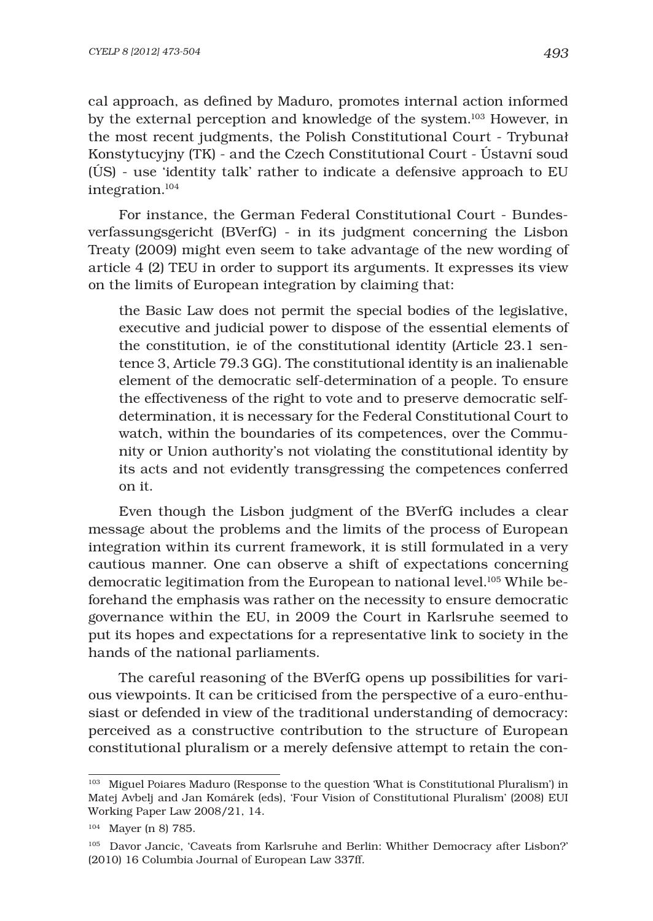cal approach, as defined by Maduro, promotes internal action informed by the external perception and knowledge of the system.[103] However, in the most recent judgments, the Polish Constitutional Court - Trybunał Konstytucyjny (TK) - and the Czech Constitutional Court - Ústavní soud (ÚS) - use 'identity talk' rather to indicate a defensive approach to EU integration.[104]

For instance, the German Federal Constitutional Court - Bundesverfassungsgericht (BVerfG) - in its judgment concerning the Lisbon Treaty (2009) might even seem to take advantage of the new wording of article 4 (2) TEU in order to support its arguments. It expresses its view on the limits of European integration by claiming that:

> the Basic Law does not permit the special bodies of the legislative, executive and judicial power to dispose of the essential elements of the constitution, ie of the constitutional identity (Article 23.1 sentence 3, Article 79.3 GG). The constitutional identity is an inalienable element of the democratic self-determination of a people. To ensure the effectiveness of the right to vote and to preserve democratic self-determination, it is necessary for the Federal Constitutional Court to watch, within the boundaries of its competences, over the Community or Union authority's not violating the constitutional identity by its acts and not evidently transgressing the competences conferred on it.

Even though the Lisbon judgment of the BVerfG includes a clear message about the problems and the limits of the process of European integration within its current framework, it is still formulated in a very cautious manner. One can observe a shift of expectations concerning democratic legitimation from the European to national level.[105] While beforehand the emphasis was rather on the necessity to ensure democratic governance within the EU, in 2009 the Court in Karlsruhe seemed to put its hopes and expectations for a representative link to society in the hands of the national parliaments.

The careful reasoning of the BVerfG opens up possibilities for various viewpoints. It can be criticised from the perspective of a euro-enthusiast or defended in view of the traditional understanding of democracy: perceived as a constructive contribution to the structure of European constitutional pluralism or a merely defensive attempt to retain the con-

---

[103] Miguel Poiares Maduro (Response to the question 'What is Constitutional Pluralism') in Matej Avbelj and Jan Komárek (eds), 'Four Vision of Constitutional Pluralism' (2008) EUI Working Paper Law 2008/21, 14.

[104] Mayer (n 8) 785.

[105] Davor Jancic, 'Caveats from Karlsruhe and Berlin: Whither Democracy after Lisbon?' (2010) 16 Columbia Journal of European Law 337ff.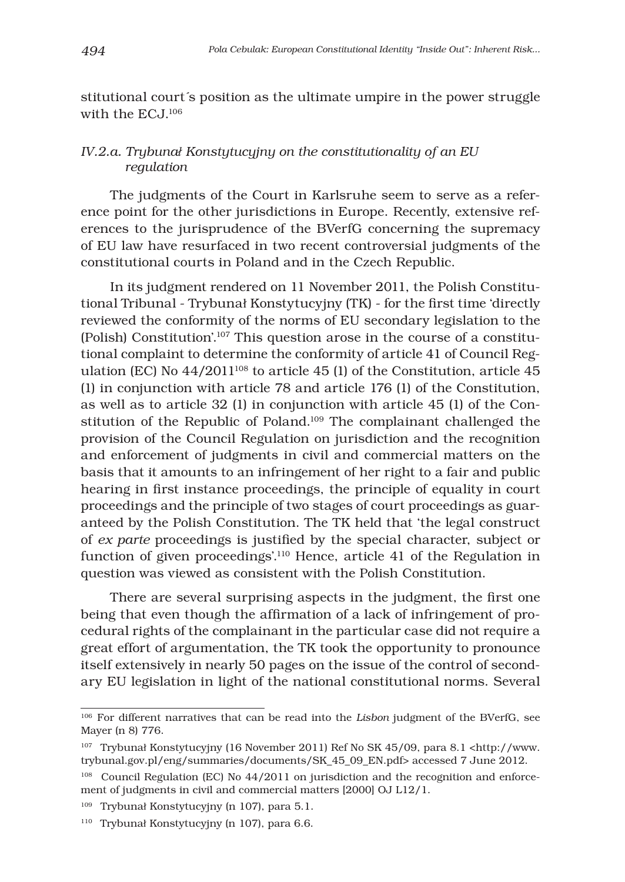stitutional court´s position as the ultimate umpire in the power struggle with the ECJ.[106]

### *IV.2.a. Trybunał Konstytucyjny on the constitutionality of an EU regulation*

The judgments of the Court in Karlsruhe seem to serve as a reference point for the other jurisdictions in Europe. Recently, extensive references to the jurisprudence of the BVerfG concerning the supremacy of EU law have resurfaced in two recent controversial judgments of the constitutional courts in Poland and in the Czech Republic.

In its judgment rendered on 11 November 2011, the Polish Constitutional Tribunal - Trybunał Konstytucyjny (TK) - for the first time 'directly reviewed the conformity of the norms of EU secondary legislation to the (Polish) Constitution'.[107] This question arose in the course of a constitutional complaint to determine the conformity of article 41 of Council Regulation (EC) No 44/2011[108] to article 45 (1) of the Constitution, article 45 (1) in conjunction with article 78 and article 176 (1) of the Constitution, as well as to article 32 (1) in conjunction with article 45 (1) of the Constitution of the Republic of Poland.[109] The complainant challenged the provision of the Council Regulation on jurisdiction and the recognition and enforcement of judgments in civil and commercial matters on the basis that it amounts to an infringement of her right to a fair and public hearing in first instance proceedings, the principle of equality in court proceedings and the principle of two stages of court proceedings as guaranteed by the Polish Constitution. The TK held that 'the legal construct of *ex parte* proceedings is justified by the special character, subject or function of given proceedings'.[110] Hence, article 41 of the Regulation in question was viewed as consistent with the Polish Constitution.

There are several surprising aspects in the judgment, the first one being that even though the affirmation of a lack of infringement of procedural rights of the complainant in the particular case did not require a great effort of argumentation, the TK took the opportunity to pronounce itself extensively in nearly 50 pages on the issue of the control of secondary EU legislation in light of the national constitutional norms. Several

---

[106] For different narratives that can be read into the *Lisbon* judgment of the BVerfG, see Mayer (n 8) 776.

[107] Trybunał Konstytucyjny (16 November 2011) Ref No SK 45/09, para 8.1 <http://www.trybunal.gov.pl/eng/summaries/documents/SK_45_09_EN.pdf> accessed 7 June 2012.

[108] Council Regulation (EC) No 44/2011 on jurisdiction and the recognition and enforcement of judgments in civil and commercial matters [2000] OJ L12/1.

[109] Trybunał Konstytucyjny (n 107), para 5.1.

[110] Trybunał Konstytucyjny (n 107), para 6.6.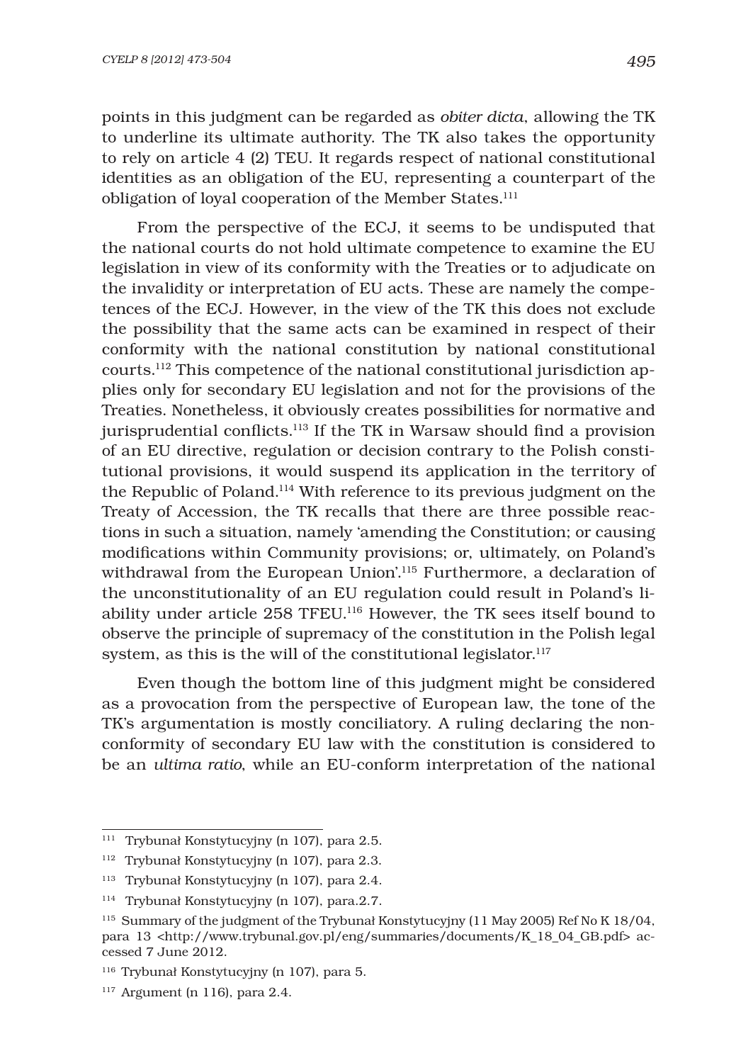points in this judgment can be regarded as *obiter dicta*, allowing the TK to underline its ultimate authority. The TK also takes the opportunity to rely on article 4 (2) TEU. It regards respect of national constitutional identities as an obligation of the EU, representing a counterpart of the obligation of loyal cooperation of the Member States.[111]

From the perspective of the ECJ, it seems to be undisputed that the national courts do not hold ultimate competence to examine the EU legislation in view of its conformity with the Treaties or to adjudicate on the invalidity or interpretation of EU acts. These are namely the competences of the ECJ. However, in the view of the TK this does not exclude the possibility that the same acts can be examined in respect of their conformity with the national constitution by national constitutional courts.[112] This competence of the national constitutional jurisdiction applies only for secondary EU legislation and not for the provisions of the Treaties. Nonetheless, it obviously creates possibilities for normative and jurisprudential conflicts.[113] If the TK in Warsaw should find a provision of an EU directive, regulation or decision contrary to the Polish constitutional provisions, it would suspend its application in the territory of the Republic of Poland.[114] With reference to its previous judgment on the Treaty of Accession, the TK recalls that there are three possible reactions in such a situation, namely 'amending the Constitution; or causing modifications within Community provisions; or, ultimately, on Poland's withdrawal from the European Union'.[115] Furthermore, a declaration of the unconstitutionality of an EU regulation could result in Poland's liability under article 258 TFEU.[116] However, the TK sees itself bound to observe the principle of supremacy of the constitution in the Polish legal system, as this is the will of the constitutional legislator.[117]

Even though the bottom line of this judgment might be considered as a provocation from the perspective of European law, the tone of the TK's argumentation is mostly conciliatory. A ruling declaring the non-conformity of secondary EU law with the constitution is considered to be an *ultima ratio*, while an EU-conform interpretation of the national

---

[111] Trybunał Konstytucyjny (n 107), para 2.5.

[112] Trybunał Konstytucyjny (n 107), para 2.3.

[113] Trybunał Konstytucyjny (n 107), para 2.4.

[114] Trybunał Konstytucyjny (n 107), para.2.7.

[115] Summary of the judgment of the Trybunał Konstytucyjny (11 May 2005) Ref No K 18/04, para 13 <http://www.trybunal.gov.pl/eng/summaries/documents/K_18_04_GB.pdf> accessed 7 June 2012.

[116] Trybunał Konstytucyjny (n 107), para 5.

[117] Argument (n 116), para 2.4.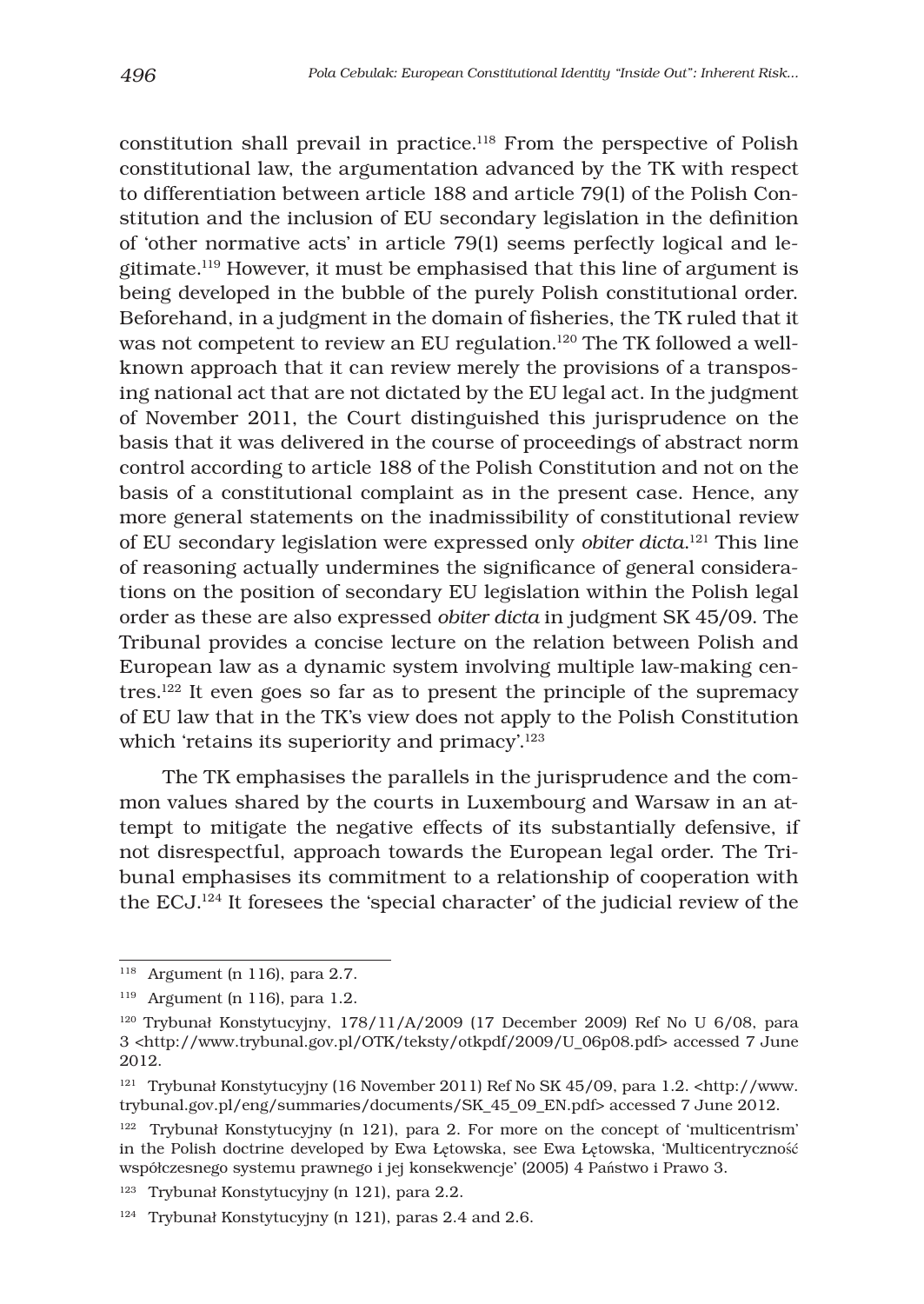constitution shall prevail in practice.[118] From the perspective of Polish constitutional law, the argumentation advanced by the TK with respect to differentiation between article 188 and article 79(1) of the Polish Constitution and the inclusion of EU secondary legislation in the definition of 'other normative acts' in article 79(1) seems perfectly logical and legitimate.[119] However, it must be emphasised that this line of argument is being developed in the bubble of the purely Polish constitutional order. Beforehand, in a judgment in the domain of fisheries, the TK ruled that it was not competent to review an EU regulation.[120] The TK followed a well-known approach that it can review merely the provisions of a transposing national act that are not dictated by the EU legal act. In the judgment of November 2011, the Court distinguished this jurisprudence on the basis that it was delivered in the course of proceedings of abstract norm control according to article 188 of the Polish Constitution and not on the basis of a constitutional complaint as in the present case. Hence, any more general statements on the inadmissibility of constitutional review of EU secondary legislation were expressed only *obiter dicta*.[121] This line of reasoning actually undermines the significance of general considerations on the position of secondary EU legislation within the Polish legal order as these are also expressed *obiter dicta* in judgment SK 45/09. The Tribunal provides a concise lecture on the relation between Polish and European law as a dynamic system involving multiple law-making centres.[122] It even goes so far as to present the principle of the supremacy of EU law that in the TK's view does not apply to the Polish Constitution which 'retains its superiority and primacy'.[123]

The TK emphasises the parallels in the jurisprudence and the common values shared by the courts in Luxembourg and Warsaw in an attempt to mitigate the negative effects of its substantially defensive, if not disrespectful, approach towards the European legal order. The Tribunal emphasises its commitment to a relationship of cooperation with the ECJ.[124] It foresees the 'special character' of the judicial review of the

---

[118] Argument (n 116), para 2.7.

[119] Argument (n 116), para 1.2.

[120] Trybunał Konstytucyjny, 178/11/A/2009 (17 December 2009) Ref No U 6/08, para 3 <http://www.trybunal.gov.pl/OTK/teksty/otkpdf/2009/U_06p08.pdf> accessed 7 June 2012.

[121] Trybunał Konstytucyjny (16 November 2011) Ref No SK 45/09, para 1.2. <http://www.trybunal.gov.pl/eng/summaries/documents/SK_45_09_EN.pdf> accessed 7 June 2012.

[122] Trybunał Konstytucyjny (n 121), para 2. For more on the concept of 'multicentrism' in the Polish doctrine developed by Ewa Łętowska, see Ewa Łętowska, 'Multicentryczność współczesnego systemu prawnego i jej konsekwencje' (2005) 4 Państwo i Prawo 3.

[123] Trybunał Konstytucyjny (n 121), para 2.2.

[124] Trybunał Konstytucyjny (n 121), paras 2.4 and 2.6.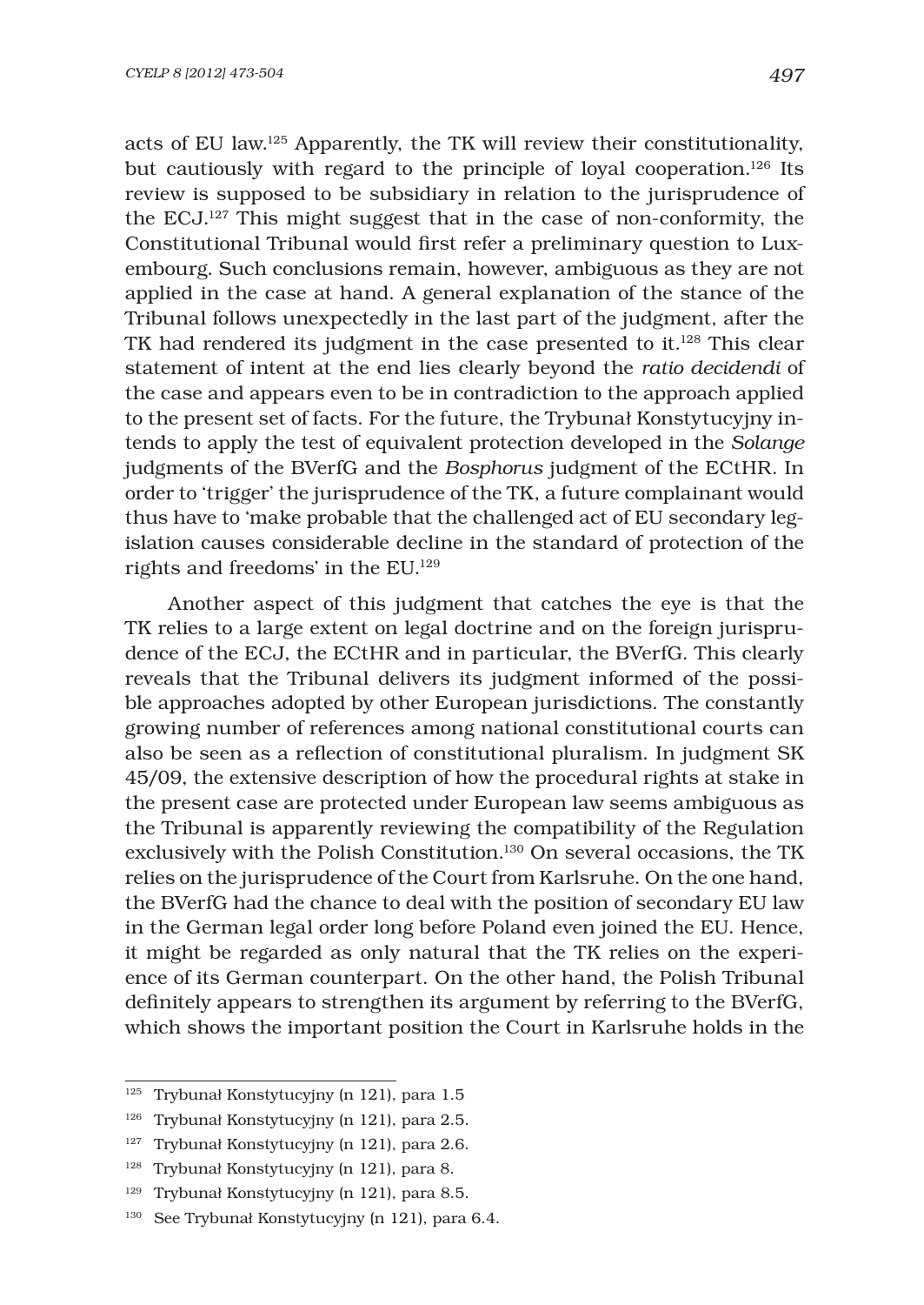acts of EU law.[125] Apparently, the TK will review their constitutionality, but cautiously with regard to the principle of loyal cooperation.[126] Its review is supposed to be subsidiary in relation to the jurisprudence of the ECJ.[127] This might suggest that in the case of non-conformity, the Constitutional Tribunal would first refer a preliminary question to Luxembourg. Such conclusions remain, however, ambiguous as they are not applied in the case at hand. A general explanation of the stance of the Tribunal follows unexpectedly in the last part of the judgment, after the TK had rendered its judgment in the case presented to it.[128] This clear statement of intent at the end lies clearly beyond the *ratio decidendi* of the case and appears even to be in contradiction to the approach applied to the present set of facts. For the future, the Trybunał Konstytucyjny intends to apply the test of equivalent protection developed in the *Solange* judgments of the BVerfG and the *Bosphorus* judgment of the ECtHR. In order to 'trigger' the jurisprudence of the TK, a future complainant would thus have to 'make probable that the challenged act of EU secondary legislation causes considerable decline in the standard of protection of the rights and freedoms' in the EU.[129]

Another aspect of this judgment that catches the eye is that the TK relies to a large extent on legal doctrine and on the foreign jurisprudence of the ECJ, the ECtHR and in particular, the BVerfG. This clearly reveals that the Tribunal delivers its judgment informed of the possible approaches adopted by other European jurisdictions. The constantly growing number of references among national constitutional courts can also be seen as a reflection of constitutional pluralism. In judgment SK 45/09, the extensive description of how the procedural rights at stake in the present case are protected under European law seems ambiguous as the Tribunal is apparently reviewing the compatibility of the Regulation exclusively with the Polish Constitution.[130] On several occasions, the TK relies on the jurisprudence of the Court from Karlsruhe. On the one hand, the BVerfG had the chance to deal with the position of secondary EU law in the German legal order long before Poland even joined the EU. Hence, it might be regarded as only natural that the TK relies on the experience of its German counterpart. On the other hand, the Polish Tribunal definitely appears to strengthen its argument by referring to the BVerfG, which shows the important position the Court in Karlsruhe holds in the

---

[125] Trybunał Konstytucyjny (n 121), para 1.5

[126] Trybunał Konstytucyjny (n 121), para 2.5.

[127] Trybunał Konstytucyjny (n 121), para 2.6.

[128] Trybunał Konstytucyjny (n 121), para 8.

[129] Trybunał Konstytucyjny (n 121), para 8.5.

[130] See Trybunał Konstytucyjny (n 121), para 6.4.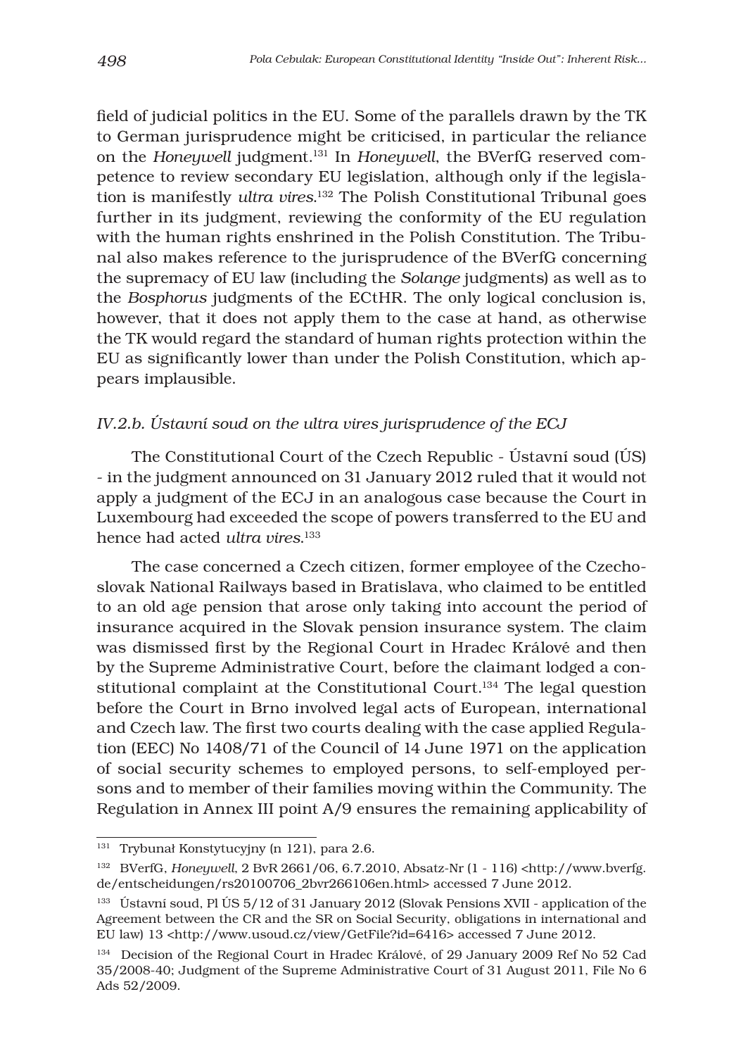field of judicial politics in the EU. Some of the parallels drawn by the TK to German jurisprudence might be criticised, in particular the reliance on the *Honeywell* judgment.[131] In *Honeywell*, the BVerfG reserved competence to review secondary EU legislation, although only if the legislation is manifestly *ultra vires*.[132] The Polish Constitutional Tribunal goes further in its judgment, reviewing the conformity of the EU regulation with the human rights enshrined in the Polish Constitution. The Tribunal also makes reference to the jurisprudence of the BVerfG concerning the supremacy of EU law (including the *Solange* judgments) as well as to the *Bosphorus* judgments of the ECtHR. The only logical conclusion is, however, that it does not apply them to the case at hand, as otherwise the TK would regard the standard of human rights protection within the EU as significantly lower than under the Polish Constitution, which appears implausible.

### *IV.2.b. Ústavní soud on the ultra vires jurisprudence of the ECJ*

The Constitutional Court of the Czech Republic - Ústavní soud (ÚS) - in the judgment announced on 31 January 2012 ruled that it would not apply a judgment of the ECJ in an analogous case because the Court in Luxembourg had exceeded the scope of powers transferred to the EU and hence had acted *ultra vires*.[133]

The case concerned a Czech citizen, former employee of the Czechoslovak National Railways based in Bratislava, who claimed to be entitled to an old age pension that arose only taking into account the period of insurance acquired in the Slovak pension insurance system. The claim was dismissed first by the Regional Court in Hradec Králové and then by the Supreme Administrative Court, before the claimant lodged a constitutional complaint at the Constitutional Court.[134] The legal question before the Court in Brno involved legal acts of European, international and Czech law. The first two courts dealing with the case applied Regulation (EEC) No 1408/71 of the Council of 14 June 1971 on the application of social security schemes to employed persons, to self-employed persons and to member of their families moving within the Community. The Regulation in Annex III point A/9 ensures the remaining applicability of

---

[131] Trybunał Konstytucyjny (n 121), para 2.6.

[132] BVerfG, *Honeywell*, 2 BvR 2661/06, 6.7.2010, Absatz-Nr (1 - 116) <http://www.bverfg.de/entscheidungen/rs20100706_2bvr266106en.html> accessed 7 June 2012.

[133] Ústavní soud, Pl ÚS 5/12 of 31 January 2012 (Slovak Pensions XVII - application of the Agreement between the CR and the SR on Social Security, obligations in international and EU law) 13 <http://www.usoud.cz/view/GetFile?id=6416> accessed 7 June 2012.

[134] Decision of the Regional Court in Hradec Králové, of 29 January 2009 Ref No 52 Cad 35/2008-40; Judgment of the Supreme Administrative Court of 31 August 2011, File No 6 Ads 52/2009.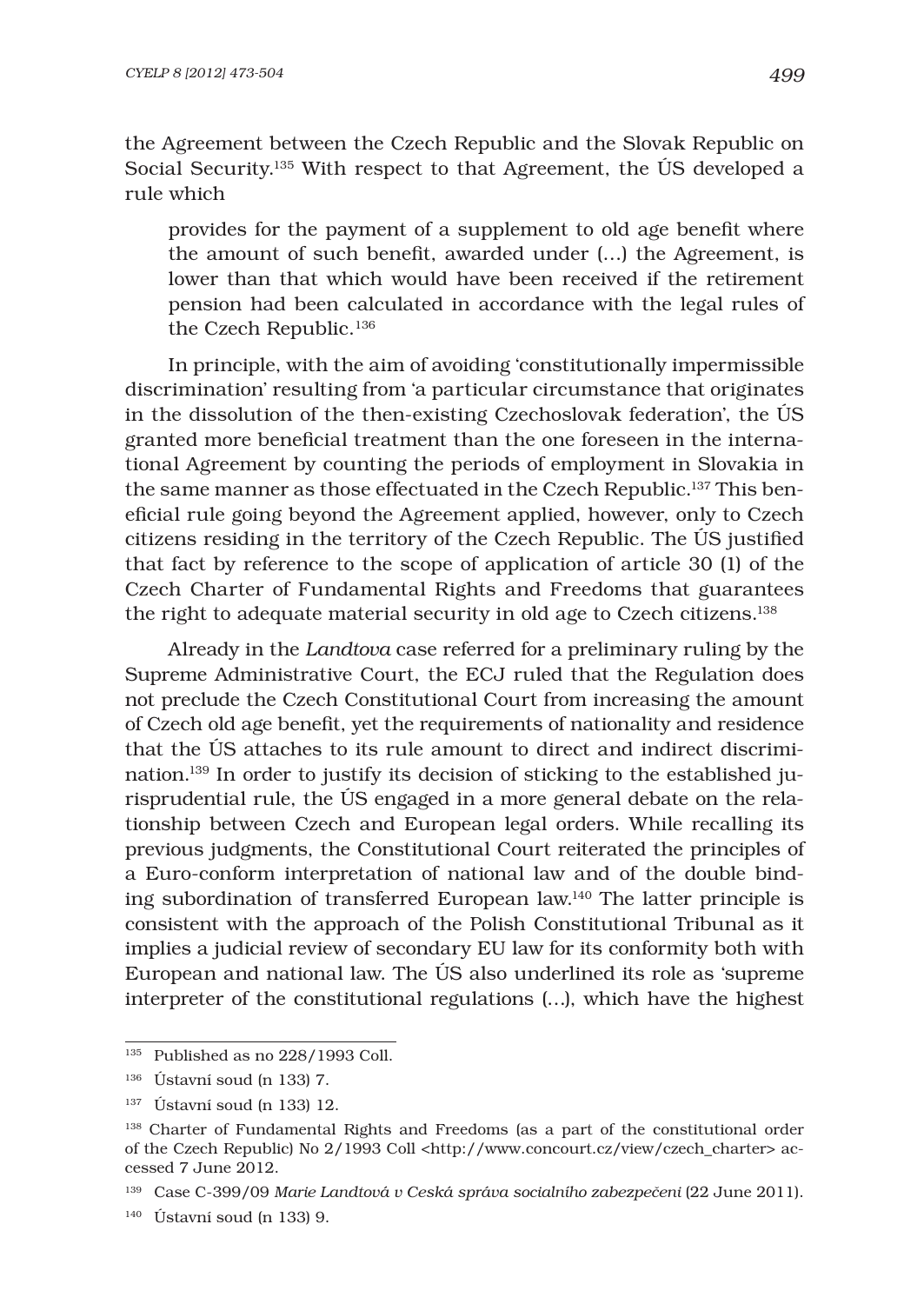the Agreement between the Czech Republic and the Slovak Republic on Social Security.[135] With respect to that Agreement, the ÚS developed a rule which

> provides for the payment of a supplement to old age benefit where the amount of such benefit, awarded under (…) the Agreement, is lower than that which would have been received if the retirement pension had been calculated in accordance with the legal rules of the Czech Republic.[136]

In principle, with the aim of avoiding 'constitutionally impermissible discrimination' resulting from 'a particular circumstance that originates in the dissolution of the then-existing Czechoslovak federation', the ÚS granted more beneficial treatment than the one foreseen in the international Agreement by counting the periods of employment in Slovakia in the same manner as those effectuated in the Czech Republic.[137] This beneficial rule going beyond the Agreement applied, however, only to Czech citizens residing in the territory of the Czech Republic. The ÚS justified that fact by reference to the scope of application of article 30 (1) of the Czech Charter of Fundamental Rights and Freedoms that guarantees the right to adequate material security in old age to Czech citizens.[138]

Already in the *Landtova* case referred for a preliminary ruling by the Supreme Administrative Court, the ECJ ruled that the Regulation does not preclude the Czech Constitutional Court from increasing the amount of Czech old age benefit, yet the requirements of nationality and residence that the ÚS attaches to its rule amount to direct and indirect discrimination.[139] In order to justify its decision of sticking to the established jurisprudential rule, the ÚS engaged in a more general debate on the relationship between Czech and European legal orders. While recalling its previous judgments, the Constitutional Court reiterated the principles of a Euro-conform interpretation of national law and of the double binding subordination of transferred European law.[140] The latter principle is consistent with the approach of the Polish Constitutional Tribunal as it implies a judicial review of secondary EU law for its conformity both with European and national law. The ÚS also underlined its role as 'supreme interpreter of the constitutional regulations (…), which have the highest

---

[135] Published as no 228/1993 Coll.

[136] Ústavní soud (n 133) 7.

[137] Ústavní soud (n 133) 12.

[138] Charter of Fundamental Rights and Freedoms (as a part of the constitutional order of the Czech Republic) No 2/1993 Coll <http://www.concourt.cz/view/czech_charter> accessed 7 June 2012.

[139] Case C-399/09 *Marie Landtová v Ceská správa socialního zabezpečeni* (22 June 2011).

[140] Ústavní soud (n 133) 9.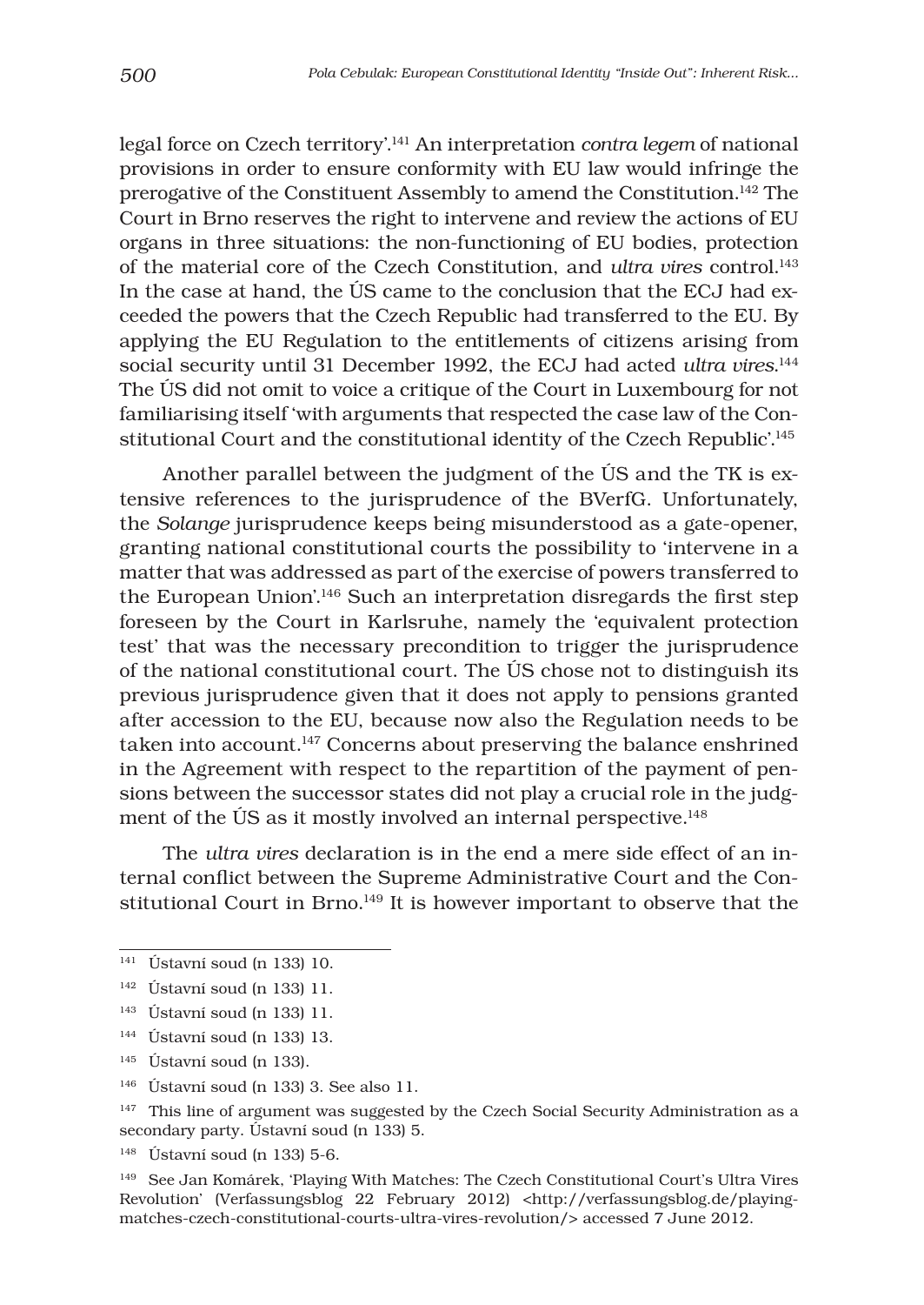legal force on Czech territory'.[141] An interpretation *contra legem* of national provisions in order to ensure conformity with EU law would infringe the prerogative of the Constituent Assembly to amend the Constitution.[142] The Court in Brno reserves the right to intervene and review the actions of EU organs in three situations: the non-functioning of EU bodies, protection of the material core of the Czech Constitution, and *ultra vires* control.[143] In the case at hand, the ÚS came to the conclusion that the ECJ had exceeded the powers that the Czech Republic had transferred to the EU. By applying the EU Regulation to the entitlements of citizens arising from social security until 31 December 1992, the ECJ had acted *ultra vires*.[144] The ÚS did not omit to voice a critique of the Court in Luxembourg for not familiarising itself 'with arguments that respected the case law of the Constitutional Court and the constitutional identity of the Czech Republic'.[145]

Another parallel between the judgment of the ÚS and the TK is extensive references to the jurisprudence of the BVerfG. Unfortunately, the *Solange* jurisprudence keeps being misunderstood as a gate-opener, granting national constitutional courts the possibility to 'intervene in a matter that was addressed as part of the exercise of powers transferred to the European Union'.[146] Such an interpretation disregards the first step foreseen by the Court in Karlsruhe, namely the 'equivalent protection test' that was the necessary precondition to trigger the jurisprudence of the national constitutional court. The ÚS chose not to distinguish its previous jurisprudence given that it does not apply to pensions granted after accession to the EU, because now also the Regulation needs to be taken into account.[147] Concerns about preserving the balance enshrined in the Agreement with respect to the repartition of the payment of pensions between the successor states did not play a crucial role in the judgment of the ÚS as it mostly involved an internal perspective.[148]

The *ultra vires* declaration is in the end a mere side effect of an internal conflict between the Supreme Administrative Court and the Constitutional Court in Brno.[149] It is however important to observe that the

---

[141] Ústavní soud (n 133) 10.

[142] Ústavní soud (n 133) 11.

[143] Ústavní soud (n 133) 11.

[144] Ústavní soud (n 133) 13.

[145] Ústavní soud (n 133).

[146] Ústavní soud (n 133) 3. See also 11.

[147] This line of argument was suggested by the Czech Social Security Administration as a secondary party. Ústavní soud (n 133) 5.

[148] Ústavní soud (n 133) 5-6.

[149] See Jan Komárek, 'Playing With Matches: The Czech Constitutional Court's Ultra Vires Revolution' (Verfassungsblog 22 February 2012) <http://verfassungsblog.de/playing-matches-czech-constitutional-courts-ultra-vires-revolution/> accessed 7 June 2012.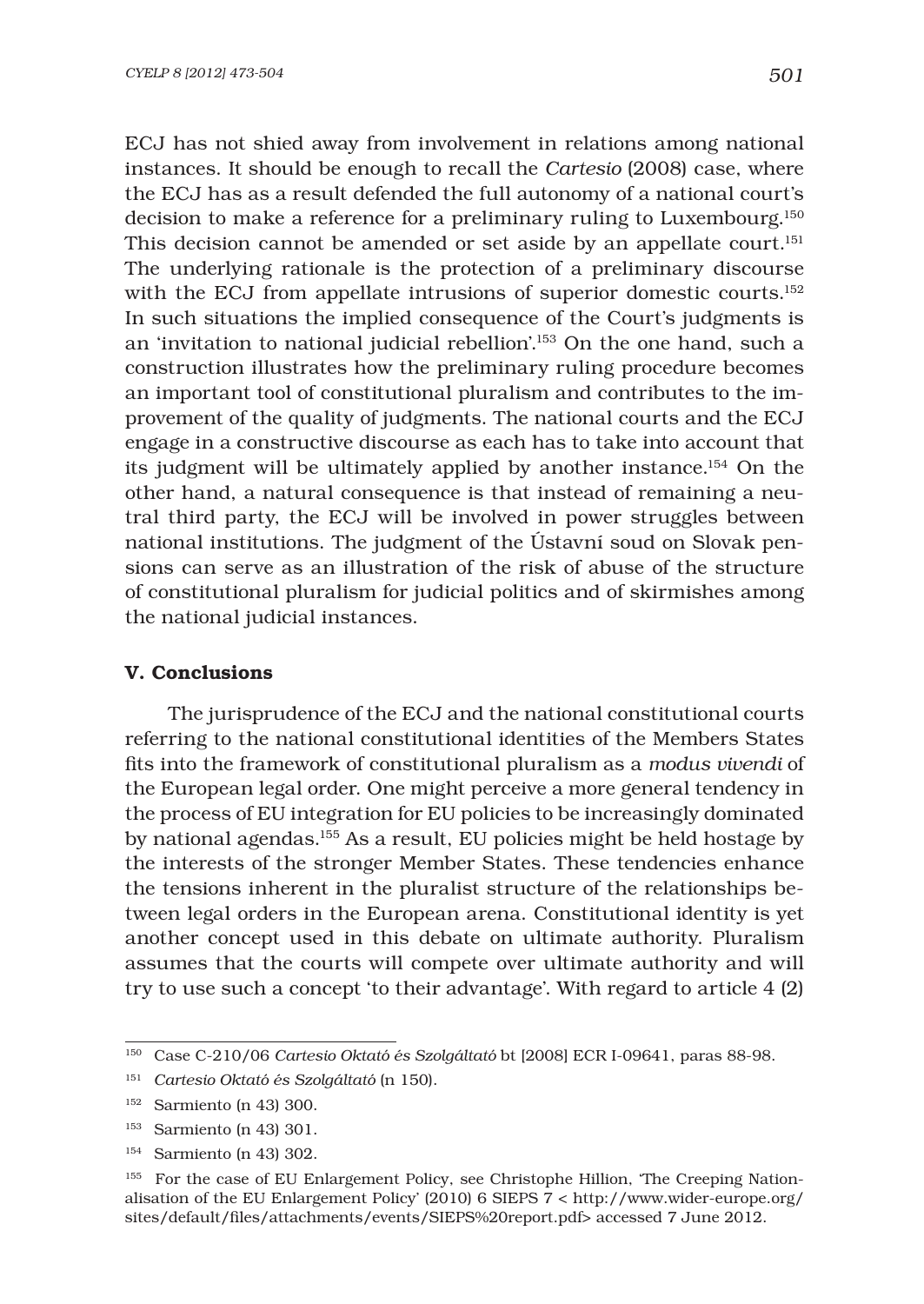ECJ has not shied away from involvement in relations among national instances. It should be enough to recall the *Cartesio* (2008) case, where the ECJ has as a result defended the full autonomy of a national court's decision to make a reference for a preliminary ruling to Luxembourg.[150] This decision cannot be amended or set aside by an appellate court.[151] The underlying rationale is the protection of a preliminary discourse with the ECJ from appellate intrusions of superior domestic courts.[152] In such situations the implied consequence of the Court's judgments is an 'invitation to national judicial rebellion'.[153] On the one hand, such a construction illustrates how the preliminary ruling procedure becomes an important tool of constitutional pluralism and contributes to the improvement of the quality of judgments. The national courts and the ECJ engage in a constructive discourse as each has to take into account that its judgment will be ultimately applied by another instance.[154] On the other hand, a natural consequence is that instead of remaining a neutral third party, the ECJ will be involved in power struggles between national institutions. The judgment of the Ústavní soud on Slovak pensions can serve as an illustration of the risk of abuse of the structure of constitutional pluralism for judicial politics and of skirmishes among the national judicial instances.

## V. Conclusions

The jurisprudence of the ECJ and the national constitutional courts referring to the national constitutional identities of the Members States fits into the framework of constitutional pluralism as a *modus vivendi* of the European legal order. One might perceive a more general tendency in the process of EU integration for EU policies to be increasingly dominated by national agendas.[155] As a result, EU policies might be held hostage by the interests of the stronger Member States. These tendencies enhance the tensions inherent in the pluralist structure of the relationships between legal orders in the European arena. Constitutional identity is yet another concept used in this debate on ultimate authority. Pluralism assumes that the courts will compete over ultimate authority and will try to use such a concept 'to their advantage'. With regard to article 4 (2)

---

[150] Case C-210/06 *Cartesio Oktató és Szolgáltató* bt [2008] ECR I-09641, paras 88-98.

[151] *Cartesio Oktató és Szolgáltató* (n 150).

[152] Sarmiento (n 43) 300.

[153] Sarmiento (n 43) 301.

[154] Sarmiento (n 43) 302.

[155] For the case of EU Enlargement Policy, see Christophe Hillion, 'The Creeping Nationalisation of the EU Enlargement Policy' (2010) 6 SIEPS 7 < http://www.wider-europe.org/sites/default/files/attachments/events/SIEPS%20report.pdf> accessed 7 June 2012.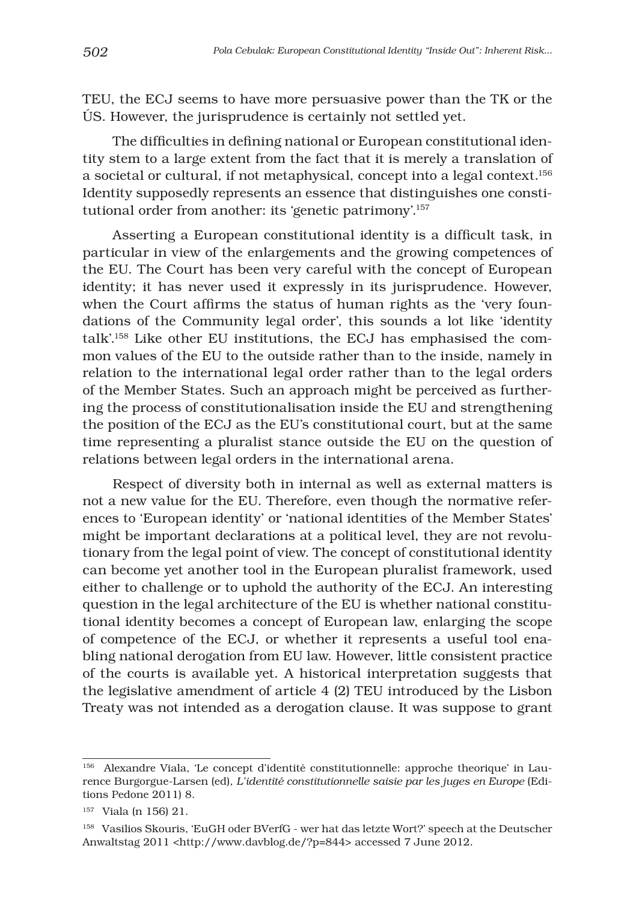TEU, the ECJ seems to have more persuasive power than the TK or the ÚS. However, the jurisprudence is certainly not settled yet.

The difficulties in defining national or European constitutional identity stem to a large extent from the fact that it is merely a translation of a societal or cultural, if not metaphysical, concept into a legal context.[156] Identity supposedly represents an essence that distinguishes one constitutional order from another: its 'genetic patrimony'.[157]

Asserting a European constitutional identity is a difficult task, in particular in view of the enlargements and the growing competences of the EU. The Court has been very careful with the concept of European identity; it has never used it expressly in its jurisprudence. However, when the Court affirms the status of human rights as the 'very foundations of the Community legal order', this sounds a lot like 'identity talk'.[158] Like other EU institutions, the ECJ has emphasised the common values of the EU to the outside rather than to the inside, namely in relation to the international legal order rather than to the legal orders of the Member States. Such an approach might be perceived as furthering the process of constitutionalisation inside the EU and strengthening the position of the ECJ as the EU's constitutional court, but at the same time representing a pluralist stance outside the EU on the question of relations between legal orders in the international arena.

Respect of diversity both in internal as well as external matters is not a new value for the EU. Therefore, even though the normative references to 'European identity' or 'national identities of the Member States' might be important declarations at a political level, they are not revolutionary from the legal point of view. The concept of constitutional identity can become yet another tool in the European pluralist framework, used either to challenge or to uphold the authority of the ECJ. An interesting question in the legal architecture of the EU is whether national constitutional identity becomes a concept of European law, enlarging the scope of competence of the ECJ, or whether it represents a useful tool enabling national derogation from EU law. However, little consistent practice of the courts is available yet. A historical interpretation suggests that the legislative amendment of article 4 (2) TEU introduced by the Lisbon Treaty was not intended as a derogation clause. It was suppose to grant

---

[156] Alexandre Viala, 'Le concept d'identité constitutionnelle: approche theorique' in Laurence Burgorgue-Larsen (ed), *L'identité constitutionnelle saisie par les juges en Europe* (Editions Pedone 2011) 8.

[157] Viala (n 156) 21.

[158] Vasilios Skouris, 'EuGH oder BVerfG - wer hat das letzte Wort?' speech at the Deutscher Anwaltstag 2011 <http://www.davblog.de/?p=844> accessed 7 June 2012.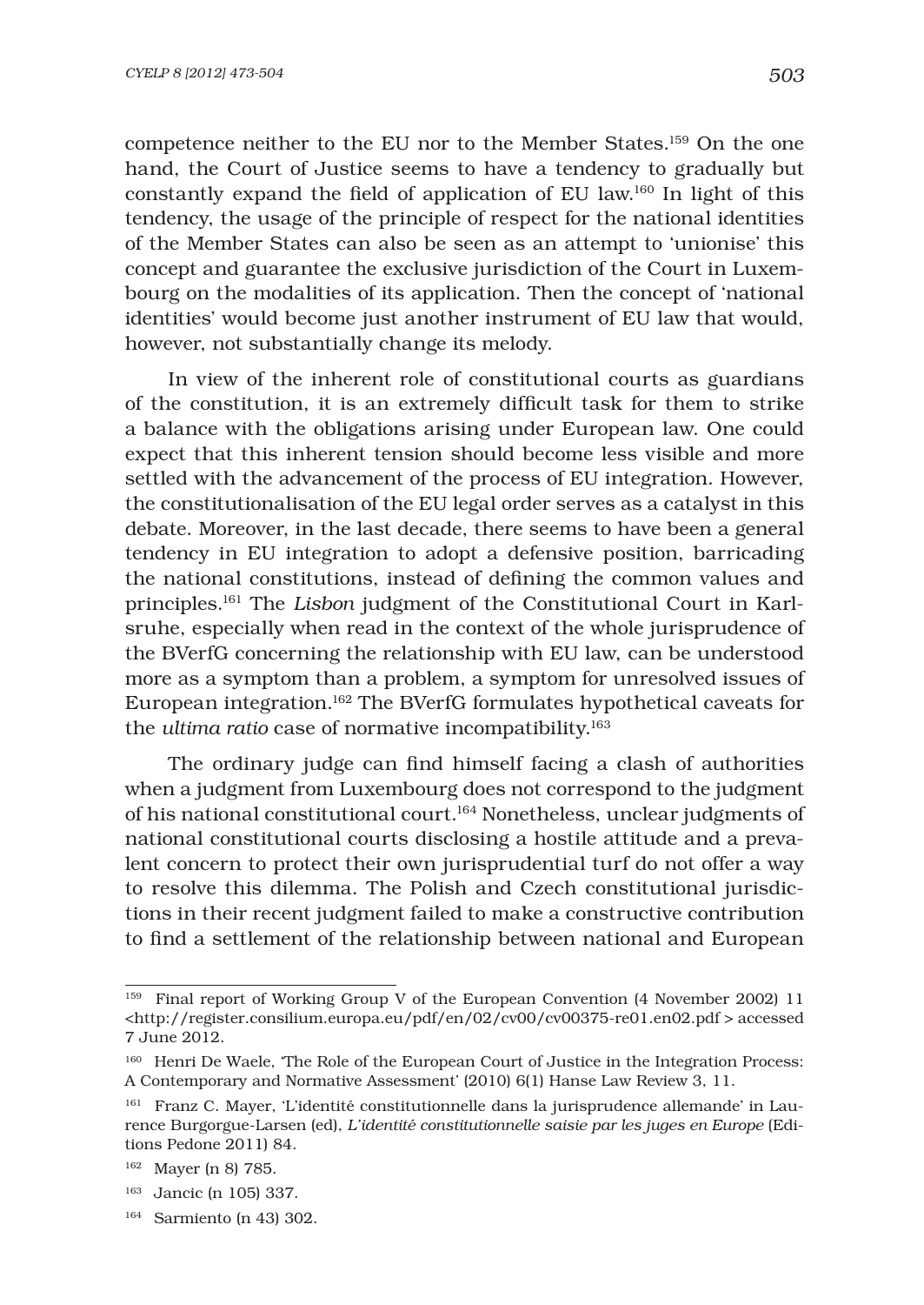competence neither to the EU nor to the Member States.[159] On the one hand, the Court of Justice seems to have a tendency to gradually but constantly expand the field of application of EU law.[160] In light of this tendency, the usage of the principle of respect for the national identities of the Member States can also be seen as an attempt to 'unionise' this concept and guarantee the exclusive jurisdiction of the Court in Luxembourg on the modalities of its application. Then the concept of 'national identities' would become just another instrument of EU law that would, however, not substantially change its melody.

In view of the inherent role of constitutional courts as guardians of the constitution, it is an extremely difficult task for them to strike a balance with the obligations arising under European law. One could expect that this inherent tension should become less visible and more settled with the advancement of the process of EU integration. However, the constitutionalisation of the EU legal order serves as a catalyst in this debate. Moreover, in the last decade, there seems to have been a general tendency in EU integration to adopt a defensive position, barricading the national constitutions, instead of defining the common values and principles.[161] The *Lisbon* judgment of the Constitutional Court in Karlsruhe, especially when read in the context of the whole jurisprudence of the BVerfG concerning the relationship with EU law, can be understood more as a symptom than a problem, a symptom for unresolved issues of European integration.[162] The BVerfG formulates hypothetical caveats for the *ultima ratio* case of normative incompatibility.[163]

The ordinary judge can find himself facing a clash of authorities when a judgment from Luxembourg does not correspond to the judgment of his national constitutional court.[164] Nonetheless, unclear judgments of national constitutional courts disclosing a hostile attitude and a prevalent concern to protect their own jurisprudential turf do not offer a way to resolve this dilemma. The Polish and Czech constitutional jurisdictions in their recent judgment failed to make a constructive contribution to find a settlement of the relationship between national and European

---

[159] Final report of Working Group V of the European Convention (4 November 2002) 11 <http://register.consilium.europa.eu/pdf/en/02/cv00/cv00375-re01.en02.pdf > accessed 7 June 2012.

[160] Henri De Waele, 'The Role of the European Court of Justice in the Integration Process: A Contemporary and Normative Assessment' (2010) 6(1) Hanse Law Review 3, 11.

[161] Franz C. Mayer, 'L'identité constitutionnelle dans la jurisprudence allemande' in Laurence Burgorgue-Larsen (ed), *L'identité constitutionnelle saisie par les juges en Europe* (Editions Pedone 2011) 84.

[162] Mayer (n 8) 785.

[163] Jancic (n 105) 337.

[164] Sarmiento (n 43) 302.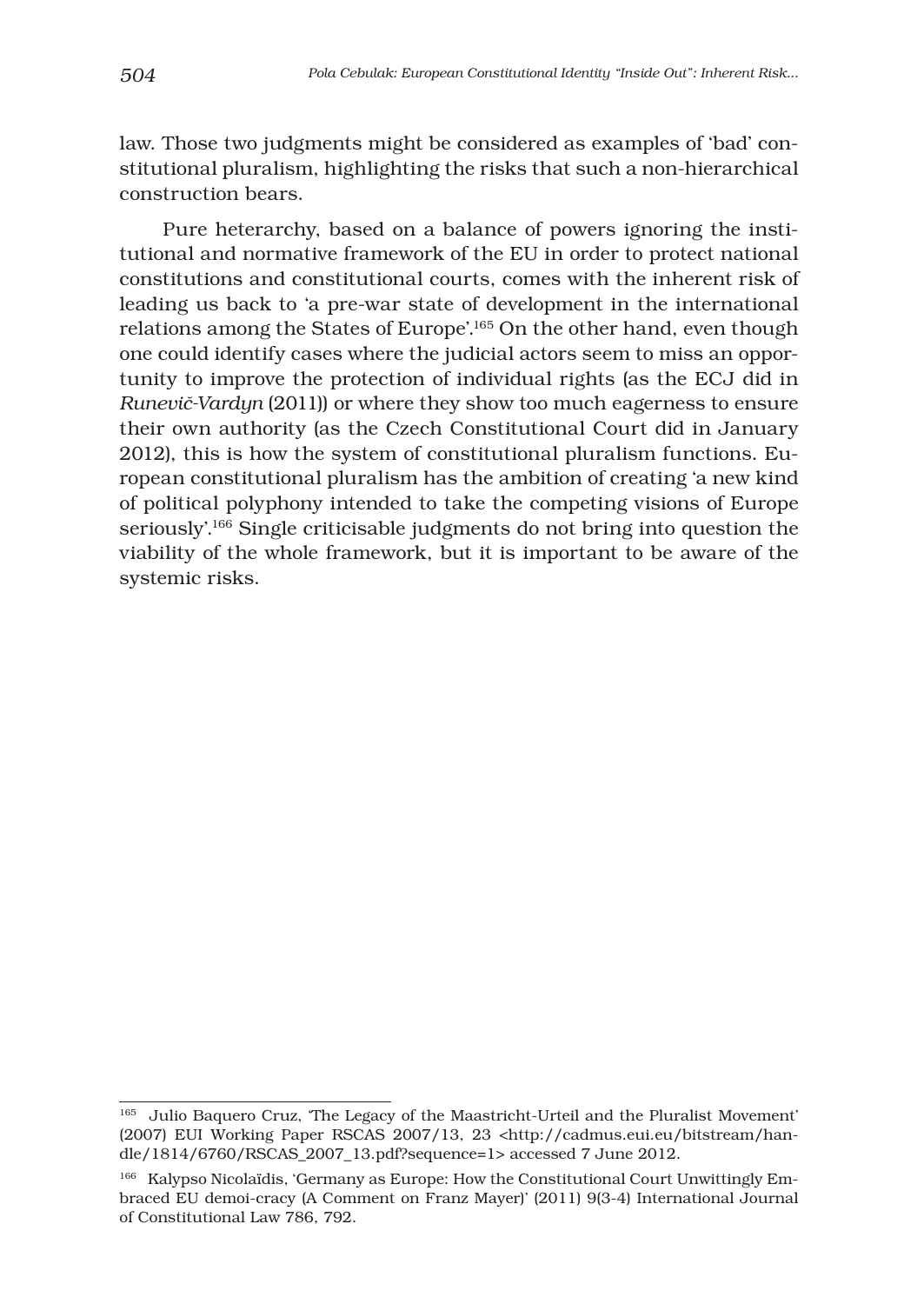law. Those two judgments might be considered as examples of 'bad' constitutional pluralism, highlighting the risks that such a non-hierarchical construction bears.

Pure heterarchy, based on a balance of powers ignoring the institutional and normative framework of the EU in order to protect national constitutions and constitutional courts, comes with the inherent risk of leading us back to 'a pre-war state of development in the international relations among the States of Europe'.[165] On the other hand, even though one could identify cases where the judicial actors seem to miss an opportunity to improve the protection of individual rights (as the ECJ did in *Runevič-Vardyn* (2011)) or where they show too much eagerness to ensure their own authority (as the Czech Constitutional Court did in January 2012), this is how the system of constitutional pluralism functions. European constitutional pluralism has the ambition of creating 'a new kind of political polyphony intended to take the competing visions of Europe seriously'.[166] Single criticisable judgments do not bring into question the viability of the whole framework, but it is important to be aware of the systemic risks.

---

[165] Julio Baquero Cruz, 'The Legacy of the Maastricht-Urteil and the Pluralist Movement' (2007) EUI Working Paper RSCAS 2007/13, 23 <http://cadmus.eui.eu/bitstream/handle/1814/6760/RSCAS_2007_13.pdf?sequence=1> accessed 7 June 2012.

[166] Kalypso Nicolaïdis, 'Germany as Europe: How the Constitutional Court Unwittingly Embraced EU demoi-cracy (A Comment on Franz Mayer)' (2011) 9(3-4) International Journal of Constitutional Law 786, 792.